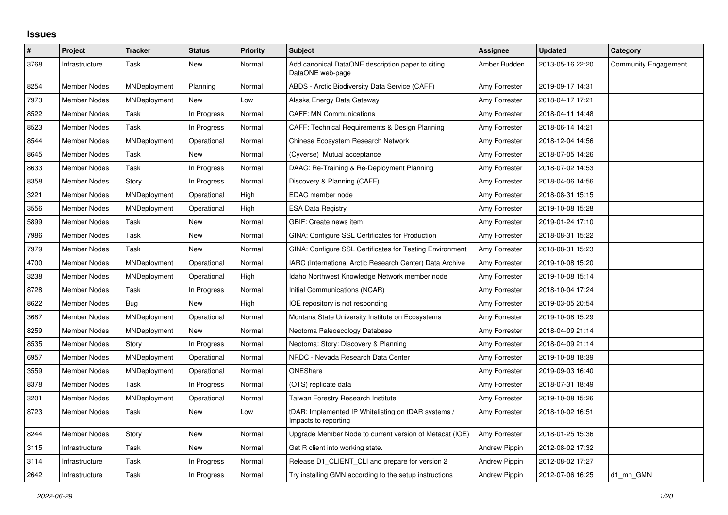# Issues

| # | Project | Tracker | Status | Priority | Subject | Assignee | Updated | Category |
|---|---|---|---|---|---|---|---|---|
| 3768 | Infrastructure | Task | New | Normal | Add canonical DataONE description paper to citing DataONE web-page | Amber Budden | 2013-05-16 22:20 | Community Engagement |
| 8254 | Member Nodes | MNDeployment | Planning | Normal | ABDS - Arctic Biodiversity Data Service (CAFF) | Amy Forrester | 2019-09-17 14:31 | |
| 7973 | Member Nodes | MNDeployment | New | Low | Alaska Energy Data Gateway | Amy Forrester | 2018-04-17 17:21 | |
| 8522 | Member Nodes | Task | In Progress | Normal | CAFF: MN Communications | Amy Forrester | 2018-04-11 14:48 | |
| 8523 | Member Nodes | Task | In Progress | Normal | CAFF: Technical Requirements & Design Planning | Amy Forrester | 2018-06-14 14:21 | |
| 8544 | Member Nodes | MNDeployment | Operational | Normal | Chinese Ecosystem Research Network | Amy Forrester | 2018-12-04 14:56 | |
| 8645 | Member Nodes | Task | New | Normal | (Cyverse) Mutual acceptance | Amy Forrester | 2018-07-05 14:26 | |
| 8633 | Member Nodes | Task | In Progress | Normal | DAAC: Re-Training & Re-Deployment Planning | Amy Forrester | 2018-07-02 14:53 | |
| 8358 | Member Nodes | Story | In Progress | Normal | Discovery & Planning (CAFF) | Amy Forrester | 2018-04-06 14:56 | |
| 3221 | Member Nodes | MNDeployment | Operational | High | EDAC member node | Amy Forrester | 2018-08-31 15:15 | |
| 3556 | Member Nodes | MNDeployment | Operational | High | ESA Data Registry | Amy Forrester | 2019-10-08 15:28 | |
| 5899 | Member Nodes | Task | New | Normal | GBIF: Create news item | Amy Forrester | 2019-01-24 17:10 | |
| 7986 | Member Nodes | Task | New | Normal | GINA: Configure SSL Certificates for Production | Amy Forrester | 2018-08-31 15:22 | |
| 7979 | Member Nodes | Task | New | Normal | GINA: Configure SSL Certificates for Testing Environment | Amy Forrester | 2018-08-31 15:23 | |
| 4700 | Member Nodes | MNDeployment | Operational | Normal | IARC (International Arctic Research Center) Data Archive | Amy Forrester | 2019-10-08 15:20 | |
| 3238 | Member Nodes | MNDeployment | Operational | High | Idaho Northwest Knowledge Network member node | Amy Forrester | 2019-10-08 15:14 | |
| 8728 | Member Nodes | Task | In Progress | Normal | Initial Communications (NCAR) | Amy Forrester | 2018-10-04 17:24 | |
| 8622 | Member Nodes | Bug | New | High | IOE repository is not responding | Amy Forrester | 2019-03-05 20:54 | |
| 3687 | Member Nodes | MNDeployment | Operational | Normal | Montana State University Institute on Ecosystems | Amy Forrester | 2019-10-08 15:29 | |
| 8259 | Member Nodes | MNDeployment | New | Normal | Neotoma Paleoecology Database | Amy Forrester | 2018-04-09 21:14 | |
| 8535 | Member Nodes | Story | In Progress | Normal | Neotoma: Story: Discovery & Planning | Amy Forrester | 2018-04-09 21:14 | |
| 6957 | Member Nodes | MNDeployment | Operational | Normal | NRDC - Nevada Research Data Center | Amy Forrester | 2019-10-08 18:39 | |
| 3559 | Member Nodes | MNDeployment | Operational | Normal | ONEShare | Amy Forrester | 2019-09-03 16:40 | |
| 8378 | Member Nodes | Task | In Progress | Normal | (OTS) replicate data | Amy Forrester | 2018-07-31 18:49 | |
| 3201 | Member Nodes | MNDeployment | Operational | Normal | Taiwan Forestry Research Institute | Amy Forrester | 2019-10-08 15:26 | |
| 8723 | Member Nodes | Task | New | Low | tDAR: Implemented IP Whitelisting on tDAR systems / Impacts to reporting | Amy Forrester | 2018-10-02 16:51 | |
| 8244 | Member Nodes | Story | New | Normal | Upgrade Member Node to current version of Metacat (IOE) | Amy Forrester | 2018-01-25 15:36 | |
| 3115 | Infrastructure | Task | New | Normal | Get R client into working state. | Andrew Pippin | 2012-08-02 17:32 | |
| 3114 | Infrastructure | Task | In Progress | Normal | Release D1_CLIENT_CLI and prepare for version 2 | Andrew Pippin | 2012-08-02 17:27 | |
| 2642 | Infrastructure | Task | In Progress | Normal | Try installing GMN according to the setup instructions | Andrew Pippin | 2012-07-06 16:25 | d1_mn_GMN |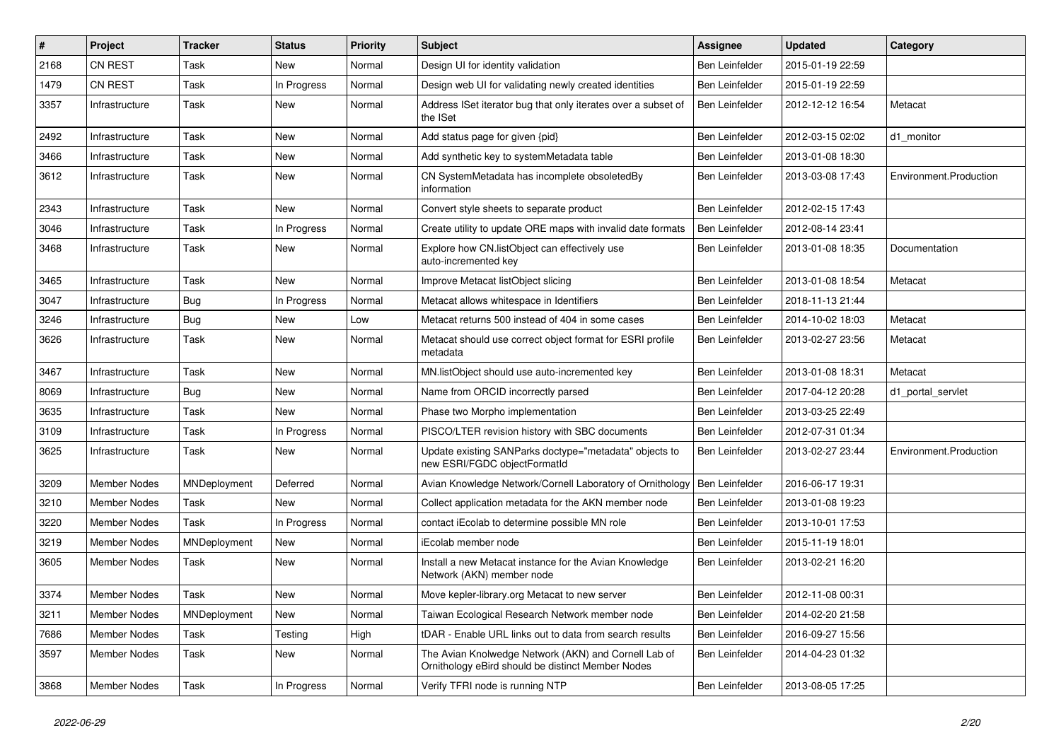| # | Project | Tracker | Status | Priority | Subject | Assignee | Updated | Category |
|---|---|---|---|---|---|---|---|---|
| 2168 | CN REST | Task | New | Normal | Design UI for identity validation | Ben Leinfelder | 2015-01-19 22:59 | |
| 1479 | CN REST | Task | In Progress | Normal | Design web UI for validating newly created identities | Ben Leinfelder | 2015-01-19 22:59 | |
| 3357 | Infrastructure | Task | New | Normal | Address ISet iterator bug that only iterates over a subset of the ISet | Ben Leinfelder | 2012-12-12 16:54 | Metacat |
| 2492 | Infrastructure | Task | New | Normal | Add status page for given {pid} | Ben Leinfelder | 2012-03-15 02:02 | d1_monitor |
| 3466 | Infrastructure | Task | New | Normal | Add synthetic key to systemMetadata table | Ben Leinfelder | 2013-01-08 18:30 | |
| 3612 | Infrastructure | Task | New | Normal | CN SystemMetadata has incomplete obsoletedBy information | Ben Leinfelder | 2013-03-08 17:43 | Environment.Production |
| 2343 | Infrastructure | Task | New | Normal | Convert style sheets to separate product | Ben Leinfelder | 2012-02-15 17:43 | |
| 3046 | Infrastructure | Task | In Progress | Normal | Create utility to update ORE maps with invalid date formats | Ben Leinfelder | 2012-08-14 23:41 | |
| 3468 | Infrastructure | Task | New | Normal | Explore how CN.listObject can effectively use auto-incremented key | Ben Leinfelder | 2013-01-08 18:35 | Documentation |
| 3465 | Infrastructure | Task | New | Normal | Improve Metacat listObject slicing | Ben Leinfelder | 2013-01-08 18:54 | Metacat |
| 3047 | Infrastructure | Bug | In Progress | Normal | Metacat allows whitespace in Identifiers | Ben Leinfelder | 2018-11-13 21:44 | |
| 3246 | Infrastructure | Bug | New | Low | Metacat returns 500 instead of 404 in some cases | Ben Leinfelder | 2014-10-02 18:03 | Metacat |
| 3626 | Infrastructure | Task | New | Normal | Metacat should use correct object format for ESRI profile metadata | Ben Leinfelder | 2013-02-27 23:56 | Metacat |
| 3467 | Infrastructure | Task | New | Normal | MN.listObject should use auto-incremented key | Ben Leinfelder | 2013-01-08 18:31 | Metacat |
| 8069 | Infrastructure | Bug | New | Normal | Name from ORCID incorrectly parsed | Ben Leinfelder | 2017-04-12 20:28 | d1_portal_servlet |
| 3635 | Infrastructure | Task | New | Normal | Phase two Morpho implementation | Ben Leinfelder | 2013-03-25 22:49 | |
| 3109 | Infrastructure | Task | In Progress | Normal | PISCO/LTER revision history with SBC documents | Ben Leinfelder | 2012-07-31 01:34 | |
| 3625 | Infrastructure | Task | New | Normal | Update existing SANParks doctype="metadata" objects to new ESRI/FGDC objectFormatId | Ben Leinfelder | 2013-02-27 23:44 | Environment.Production |
| 3209 | Member Nodes | MNDeployment | Deferred | Normal | Avian Knowledge Network/Cornell Laboratory of Ornithology | Ben Leinfelder | 2016-06-17 19:31 | |
| 3210 | Member Nodes | Task | New | Normal | Collect application metadata for the AKN member node | Ben Leinfelder | 2013-01-08 19:23 | |
| 3220 | Member Nodes | Task | In Progress | Normal | contact iEcolab to determine possible MN role | Ben Leinfelder | 2013-10-01 17:53 | |
| 3219 | Member Nodes | MNDeployment | New | Normal | iEcolab member node | Ben Leinfelder | 2015-11-19 18:01 | |
| 3605 | Member Nodes | Task | New | Normal | Install a new Metacat instance for the Avian Knowledge Network (AKN) member node | Ben Leinfelder | 2013-02-21 16:20 | |
| 3374 | Member Nodes | Task | New | Normal | Move kepler-library.org Metacat to new server | Ben Leinfelder | 2012-11-08 00:31 | |
| 3211 | Member Nodes | MNDeployment | New | Normal | Taiwan Ecological Research Network member node | Ben Leinfelder | 2014-02-20 21:58 | |
| 7686 | Member Nodes | Task | Testing | High | tDAR - Enable URL links out to data from search results | Ben Leinfelder | 2016-09-27 15:56 | |
| 3597 | Member Nodes | Task | New | Normal | The Avian Knolwedge Network (AKN) and Cornell Lab of Ornithology eBird should be distinct Member Nodes | Ben Leinfelder | 2014-04-23 01:32 | |
| 3868 | Member Nodes | Task | In Progress | Normal | Verify TFRI node is running NTP | Ben Leinfelder | 2013-08-05 17:25 | |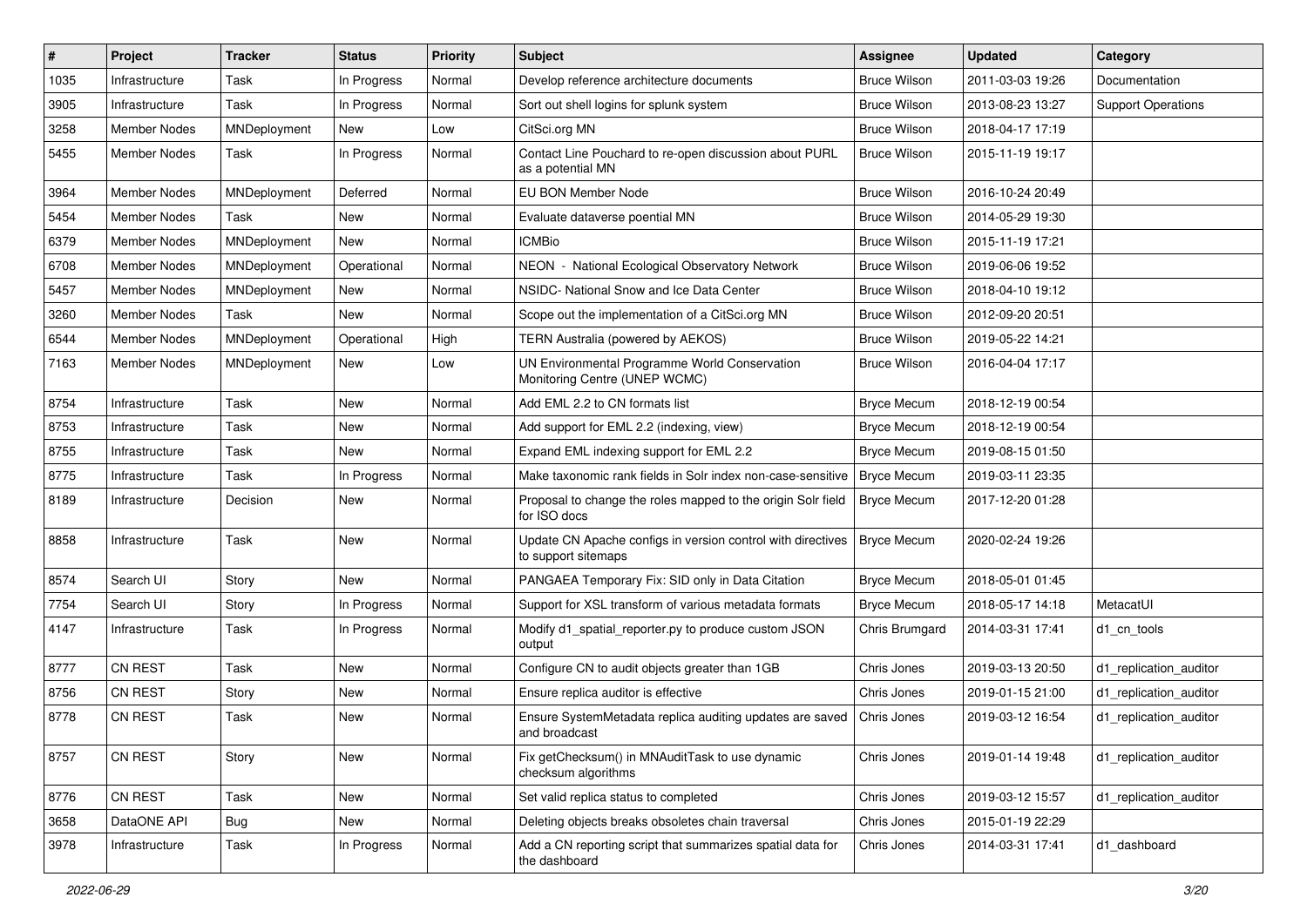| # | Project | Tracker | Status | Priority | Subject | Assignee | Updated | Category |
|---|---|---|---|---|---|---|---|---|
| 1035 | Infrastructure | Task | In Progress | Normal | Develop reference architecture documents | Bruce Wilson | 2011-03-03 19:26 | Documentation |
| 3905 | Infrastructure | Task | In Progress | Normal | Sort out shell logins for splunk system | Bruce Wilson | 2013-08-23 13:27 | Support Operations |
| 3258 | Member Nodes | MNDeployment | New | Low | CitSci.org MN | Bruce Wilson | 2018-04-17 17:19 | |
| 5455 | Member Nodes | Task | In Progress | Normal | Contact Line Pouchard to re-open discussion about PURL as a potential MN | Bruce Wilson | 2015-11-19 19:17 | |
| 3964 | Member Nodes | MNDeployment | Deferred | Normal | EU BON Member Node | Bruce Wilson | 2016-10-24 20:49 | |
| 5454 | Member Nodes | Task | New | Normal | Evaluate dataverse poential MN | Bruce Wilson | 2014-05-29 19:30 | |
| 6379 | Member Nodes | MNDeployment | New | Normal | ICMBio | Bruce Wilson | 2015-11-19 17:21 | |
| 6708 | Member Nodes | MNDeployment | Operational | Normal | NEON - National Ecological Observatory Network | Bruce Wilson | 2019-06-06 19:52 | |
| 5457 | Member Nodes | MNDeployment | New | Normal | NSIDC- National Snow and Ice Data Center | Bruce Wilson | 2018-04-10 19:12 | |
| 3260 | Member Nodes | Task | New | Normal | Scope out the implementation of a CitSci.org MN | Bruce Wilson | 2012-09-20 20:51 | |
| 6544 | Member Nodes | MNDeployment | Operational | High | TERN Australia (powered by AEKOS) | Bruce Wilson | 2019-05-22 14:21 | |
| 7163 | Member Nodes | MNDeployment | New | Low | UN Environmental Programme World Conservation Monitoring Centre (UNEP WCMC) | Bruce Wilson | 2016-04-04 17:17 | |
| 8754 | Infrastructure | Task | New | Normal | Add EML 2.2 to CN formats list | Bryce Mecum | 2018-12-19 00:54 | |
| 8753 | Infrastructure | Task | New | Normal | Add support for EML 2.2 (indexing, view) | Bryce Mecum | 2018-12-19 00:54 | |
| 8755 | Infrastructure | Task | New | Normal | Expand EML indexing support for EML 2.2 | Bryce Mecum | 2019-08-15 01:50 | |
| 8775 | Infrastructure | Task | In Progress | Normal | Make taxonomic rank fields in Solr index non-case-sensitive | Bryce Mecum | 2019-03-11 23:35 | |
| 8189 | Infrastructure | Decision | New | Normal | Proposal to change the roles mapped to the origin Solr field for ISO docs | Bryce Mecum | 2017-12-20 01:28 | |
| 8858 | Infrastructure | Task | New | Normal | Update CN Apache configs in version control with directives to support sitemaps | Bryce Mecum | 2020-02-24 19:26 | |
| 8574 | Search UI | Story | New | Normal | PANGAEA Temporary Fix: SID only in Data Citation | Bryce Mecum | 2018-05-01 01:45 | |
| 7754 | Search UI | Story | In Progress | Normal | Support for XSL transform of various metadata formats | Bryce Mecum | 2018-05-17 14:18 | MetacatUI |
| 4147 | Infrastructure | Task | In Progress | Normal | Modify d1_spatial_reporter.py to produce custom JSON output | Chris Brumgard | 2014-03-31 17:41 | d1_cn_tools |
| 8777 | CN REST | Task | New | Normal | Configure CN to audit objects greater than 1GB | Chris Jones | 2019-03-13 20:50 | d1_replication_auditor |
| 8756 | CN REST | Story | New | Normal | Ensure replica auditor is effective | Chris Jones | 2019-01-15 21:00 | d1_replication_auditor |
| 8778 | CN REST | Task | New | Normal | Ensure SystemMetadata replica auditing updates are saved and broadcast | Chris Jones | 2019-03-12 16:54 | d1_replication_auditor |
| 8757 | CN REST | Story | New | Normal | Fix getChecksum() in MNAuditTask to use dynamic checksum algorithms | Chris Jones | 2019-01-14 19:48 | d1_replication_auditor |
| 8776 | CN REST | Task | New | Normal | Set valid replica status to completed | Chris Jones | 2019-03-12 15:57 | d1_replication_auditor |
| 3658 | DataONE API | Bug | New | Normal | Deleting objects breaks obsoletes chain traversal | Chris Jones | 2015-01-19 22:29 | |
| 3978 | Infrastructure | Task | In Progress | Normal | Add a CN reporting script that summarizes spatial data for the dashboard | Chris Jones | 2014-03-31 17:41 | d1_dashboard |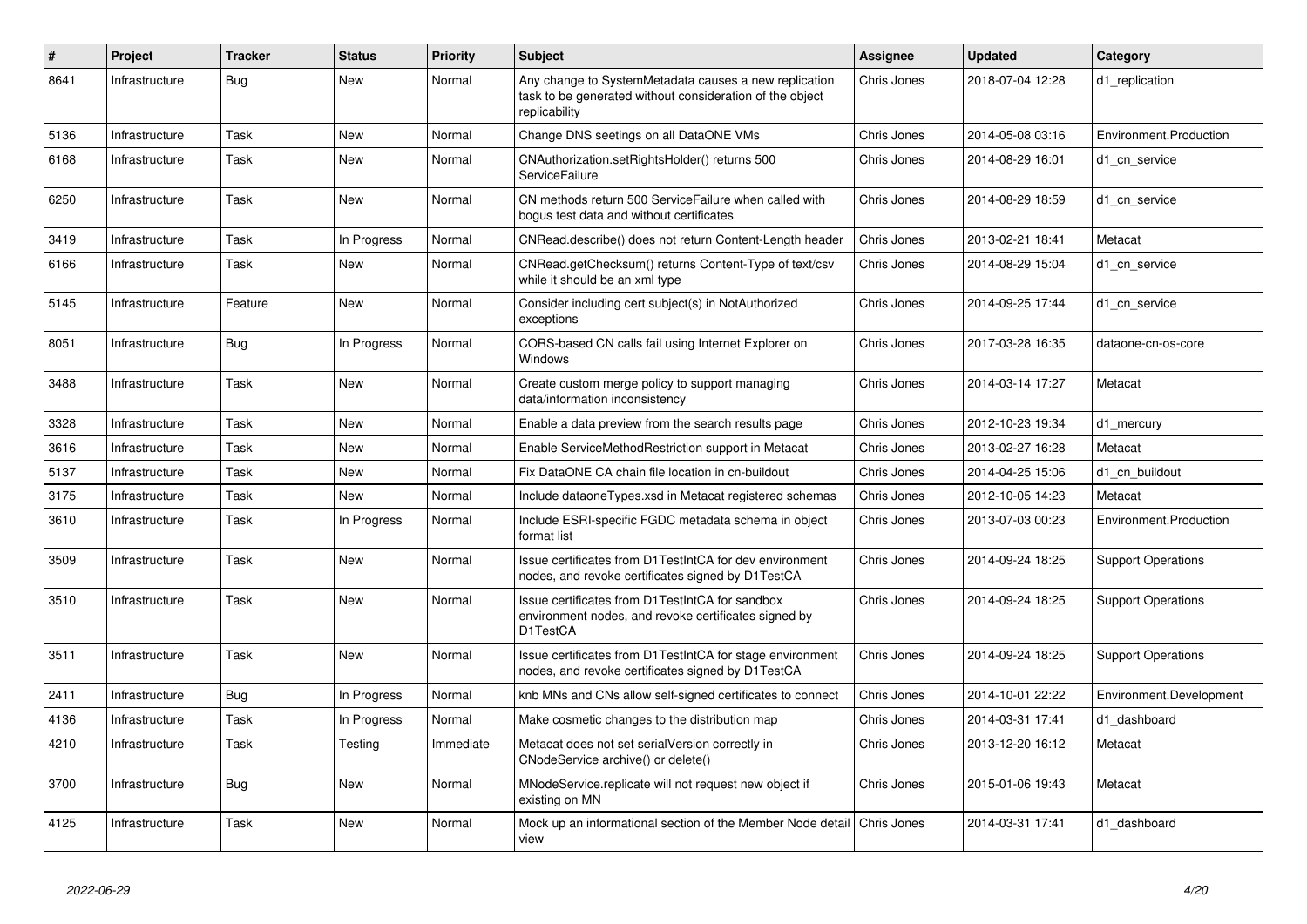| # | Project | Tracker | Status | Priority | Subject | Assignee | Updated | Category |
|---|---|---|---|---|---|---|---|---|
| 8641 | Infrastructure | Bug | New | Normal | Any change to SystemMetadata causes a new replication task to be generated without consideration of the object replicability | Chris Jones | 2018-07-04 12:28 | d1_replication |
| 5136 | Infrastructure | Task | New | Normal | Change DNS seetings on all DataONE VMs | Chris Jones | 2014-05-08 03:16 | Environment.Production |
| 6168 | Infrastructure | Task | New | Normal | CNAuthorization.setRightsHolder() returns 500 ServiceFailure | Chris Jones | 2014-08-29 16:01 | d1_cn_service |
| 6250 | Infrastructure | Task | New | Normal | CN methods return 500 ServiceFailure when called with bogus test data and without certificates | Chris Jones | 2014-08-29 18:59 | d1_cn_service |
| 3419 | Infrastructure | Task | In Progress | Normal | CNRead.describe() does not return Content-Length header | Chris Jones | 2013-02-21 18:41 | Metacat |
| 6166 | Infrastructure | Task | New | Normal | CNRead.getChecksum() returns Content-Type of text/csv while it should be an xml type | Chris Jones | 2014-08-29 15:04 | d1_cn_service |
| 5145 | Infrastructure | Feature | New | Normal | Consider including cert subject(s) in NotAuthorized exceptions | Chris Jones | 2014-09-25 17:44 | d1_cn_service |
| 8051 | Infrastructure | Bug | In Progress | Normal | CORS-based CN calls fail using Internet Explorer on Windows | Chris Jones | 2017-03-28 16:35 | dataone-cn-os-core |
| 3488 | Infrastructure | Task | New | Normal | Create custom merge policy to support managing data/information inconsistency | Chris Jones | 2014-03-14 17:27 | Metacat |
| 3328 | Infrastructure | Task | New | Normal | Enable a data preview from the search results page | Chris Jones | 2012-10-23 19:34 | d1_mercury |
| 3616 | Infrastructure | Task | New | Normal | Enable ServiceMethodRestriction support in Metacat | Chris Jones | 2013-02-27 16:28 | Metacat |
| 5137 | Infrastructure | Task | New | Normal | Fix DataONE CA chain file location in cn-buildout | Chris Jones | 2014-04-25 15:06 | d1_cn_buildout |
| 3175 | Infrastructure | Task | New | Normal | Include dataoneTypes.xsd in Metacat registered schemas | Chris Jones | 2012-10-05 14:23 | Metacat |
| 3610 | Infrastructure | Task | In Progress | Normal | Include ESRI-specific FGDC metadata schema in object format list | Chris Jones | 2013-07-03 00:23 | Environment.Production |
| 3509 | Infrastructure | Task | New | Normal | Issue certificates from D1TestIntCA for dev environment nodes, and revoke certificates signed by D1TestCA | Chris Jones | 2014-09-24 18:25 | Support Operations |
| 3510 | Infrastructure | Task | New | Normal | Issue certificates from D1TestIntCA for sandbox environment nodes, and revoke certificates signed by D1TestCA | Chris Jones | 2014-09-24 18:25 | Support Operations |
| 3511 | Infrastructure | Task | New | Normal | Issue certificates from D1TestIntCA for stage environment nodes, and revoke certificates signed by D1TestCA | Chris Jones | 2014-09-24 18:25 | Support Operations |
| 2411 | Infrastructure | Bug | In Progress | Normal | knb MNs and CNs allow self-signed certificates to connect | Chris Jones | 2014-10-01 22:22 | Environment.Development |
| 4136 | Infrastructure | Task | In Progress | Normal | Make cosmetic changes to the distribution map | Chris Jones | 2014-03-31 17:41 | d1_dashboard |
| 4210 | Infrastructure | Task | Testing | Immediate | Metacat does not set serialVersion correctly in CNodeService archive() or delete() | Chris Jones | 2013-12-20 16:12 | Metacat |
| 3700 | Infrastructure | Bug | New | Normal | MNodeService.replicate will not request new object if existing on MN | Chris Jones | 2015-01-06 19:43 | Metacat |
| 4125 | Infrastructure | Task | New | Normal | Mock up an informational section of the Member Node detail view | Chris Jones | 2014-03-31 17:41 | d1_dashboard |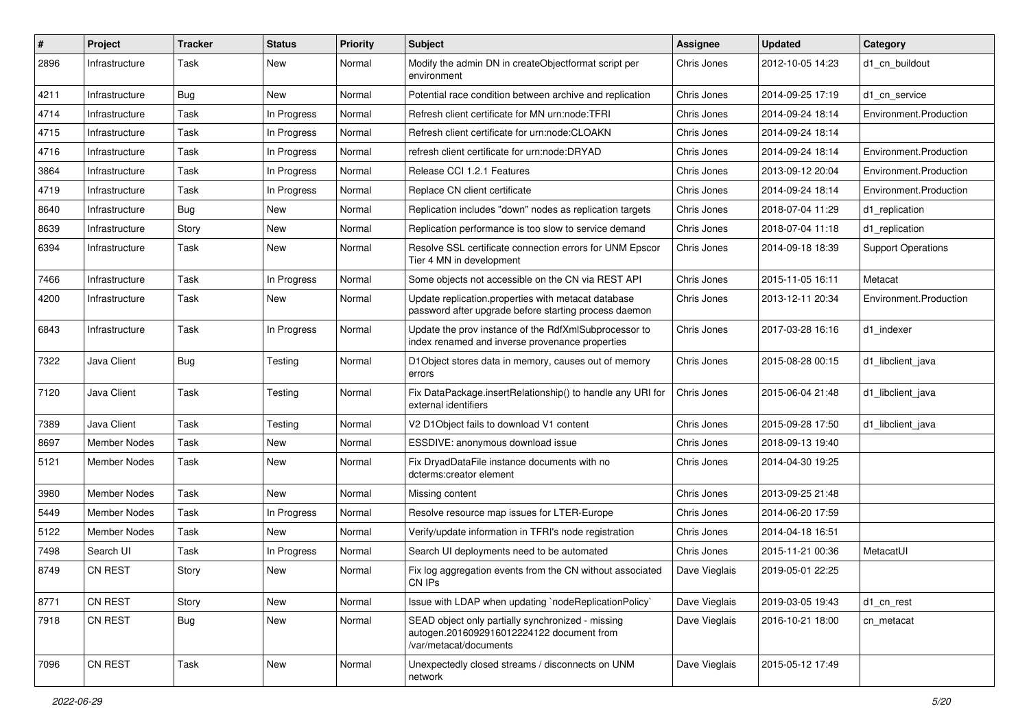| # | Project | Tracker | Status | Priority | Subject | Assignee | Updated | Category |
|---|---|---|---|---|---|---|---|---|
| 2896 | Infrastructure | Task | New | Normal | Modify the admin DN in createObjectformat script per environment | Chris Jones | 2012-10-05 14:23 | d1_cn_buildout |
| 4211 | Infrastructure | Bug | New | Normal | Potential race condition between archive and replication | Chris Jones | 2014-09-25 17:19 | d1_cn_service |
| 4714 | Infrastructure | Task | In Progress | Normal | Refresh client certificate for MN urn:node:TFRI | Chris Jones | 2014-09-24 18:14 | Environment.Production |
| 4715 | Infrastructure | Task | In Progress | Normal | Refresh client certificate for urn:node:CLOAKN | Chris Jones | 2014-09-24 18:14 | |
| 4716 | Infrastructure | Task | In Progress | Normal | refresh client certificate for urn:node:DRYAD | Chris Jones | 2014-09-24 18:14 | Environment.Production |
| 3864 | Infrastructure | Task | In Progress | Normal | Release CCI 1.2.1 Features | Chris Jones | 2013-09-12 20:04 | Environment.Production |
| 4719 | Infrastructure | Task | In Progress | Normal | Replace CN client certificate | Chris Jones | 2014-09-24 18:14 | Environment.Production |
| 8640 | Infrastructure | Bug | New | Normal | Replication includes "down" nodes as replication targets | Chris Jones | 2018-07-04 11:29 | d1_replication |
| 8639 | Infrastructure | Story | New | Normal | Replication performance is too slow to service demand | Chris Jones | 2018-07-04 11:18 | d1_replication |
| 6394 | Infrastructure | Task | New | Normal | Resolve SSL certificate connection errors for UNM Epscor Tier 4 MN in development | Chris Jones | 2014-09-18 18:39 | Support Operations |
| 7466 | Infrastructure | Task | In Progress | Normal | Some objects not accessible on the CN via REST API | Chris Jones | 2015-11-05 16:11 | Metacat |
| 4200 | Infrastructure | Task | New | Normal | Update replication.properties with metacat database password after upgrade before starting process daemon | Chris Jones | 2013-12-11 20:34 | Environment.Production |
| 6843 | Infrastructure | Task | In Progress | Normal | Update the prov instance of the RdfXmlSubprocessor to index renamed and inverse provenance properties | Chris Jones | 2017-03-28 16:16 | d1_indexer |
| 7322 | Java Client | Bug | Testing | Normal | D1Object stores data in memory, causes out of memory errors | Chris Jones | 2015-08-28 00:15 | d1_libclient_java |
| 7120 | Java Client | Task | Testing | Normal | Fix DataPackage.insertRelationship() to handle any URI for external identifiers | Chris Jones | 2015-06-04 21:48 | d1_libclient_java |
| 7389 | Java Client | Task | Testing | Normal | V2 D1Object fails to download V1 content | Chris Jones | 2015-09-28 17:50 | d1_libclient_java |
| 8697 | Member Nodes | Task | New | Normal | ESSDIVE: anonymous download issue | Chris Jones | 2018-09-13 19:40 | |
| 5121 | Member Nodes | Task | New | Normal | Fix DryadDataFile instance documents with no dcterms:creator element | Chris Jones | 2014-04-30 19:25 | |
| 3980 | Member Nodes | Task | New | Normal | Missing content | Chris Jones | 2013-09-25 21:48 | |
| 5449 | Member Nodes | Task | In Progress | Normal | Resolve resource map issues for LTER-Europe | Chris Jones | 2014-06-20 17:59 | |
| 5122 | Member Nodes | Task | New | Normal | Verify/update information in TFRI's node registration | Chris Jones | 2014-04-18 16:51 | |
| 7498 | Search UI | Task | In Progress | Normal | Search UI deployments need to be automated | Chris Jones | 2015-11-21 00:36 | MetacatUI |
| 8749 | CN REST | Story | New | Normal | Fix log aggregation events from the CN without associated CN IPs | Dave Vieglais | 2019-05-01 22:25 | |
| 8771 | CN REST | Story | New | Normal | Issue with LDAP when updating `nodeReplicationPolicy` | Dave Vieglais | 2019-03-05 19:43 | d1_cn_rest |
| 7918 | CN REST | Bug | New | Normal | SEAD object only partially synchronized - missing autogen.2016092916012224122 document from /var/metacat/documents | Dave Vieglais | 2016-10-21 18:00 | cn_metacat |
| 7096 | CN REST | Task | New | Normal | Unexpectedly closed streams / disconnects on UNM network | Dave Vieglais | 2015-05-12 17:49 | |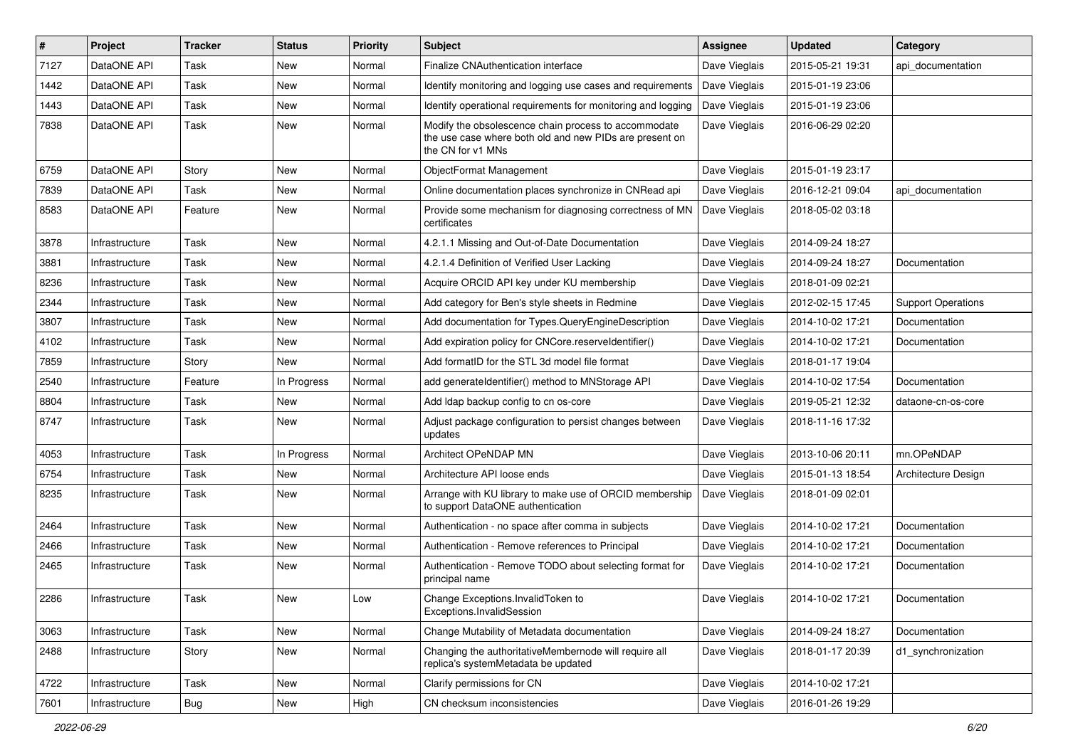| # | Project | Tracker | Status | Priority | Subject | Assignee | Updated | Category |
|---|---|---|---|---|---|---|---|---|
| 7127 | DataONE API | Task | New | Normal | Finalize CNAuthentication interface | Dave Vieglais | 2015-05-21 19:31 | api_documentation |
| 1442 | DataONE API | Task | New | Normal | Identify monitoring and logging use cases and requirements | Dave Vieglais | 2015-01-19 23:06 | |
| 1443 | DataONE API | Task | New | Normal | Identify operational requirements for monitoring and logging | Dave Vieglais | 2015-01-19 23:06 | |
| 7838 | DataONE API | Task | New | Normal | Modify the obsolescence chain process to accommodate the use case where both old and new PIDs are present on the CN for v1 MNs | Dave Vieglais | 2016-06-29 02:20 | |
| 6759 | DataONE API | Story | New | Normal | ObjectFormat Management | Dave Vieglais | 2015-01-19 23:17 | |
| 7839 | DataONE API | Task | New | Normal | Online documentation places synchronize in CNRead api | Dave Vieglais | 2016-12-21 09:04 | api_documentation |
| 8583 | DataONE API | Feature | New | Normal | Provide some mechanism for diagnosing correctness of MN certificates | Dave Vieglais | 2018-05-02 03:18 | |
| 3878 | Infrastructure | Task | New | Normal | 4.2.1.1 Missing and Out-of-Date Documentation | Dave Vieglais | 2014-09-24 18:27 | |
| 3881 | Infrastructure | Task | New | Normal | 4.2.1.4 Definition of Verified User Lacking | Dave Vieglais | 2014-09-24 18:27 | Documentation |
| 8236 | Infrastructure | Task | New | Normal | Acquire ORCID API key under KU membership | Dave Vieglais | 2018-01-09 02:21 | |
| 2344 | Infrastructure | Task | New | Normal | Add category for Ben's style sheets in Redmine | Dave Vieglais | 2012-02-15 17:45 | Support Operations |
| 3807 | Infrastructure | Task | New | Normal | Add documentation for Types.QueryEngineDescription | Dave Vieglais | 2014-10-02 17:21 | Documentation |
| 4102 | Infrastructure | Task | New | Normal | Add expiration policy for CNCore.reserveIdentifier() | Dave Vieglais | 2014-10-02 17:21 | Documentation |
| 7859 | Infrastructure | Story | New | Normal | Add formatID for the STL 3d model file format | Dave Vieglais | 2018-01-17 19:04 | |
| 2540 | Infrastructure | Feature | In Progress | Normal | add generateIdentifier() method to MNStorage API | Dave Vieglais | 2014-10-02 17:54 | Documentation |
| 8804 | Infrastructure | Task | New | Normal | Add ldap backup config to cn os-core | Dave Vieglais | 2019-05-21 12:32 | dataone-cn-os-core |
| 8747 | Infrastructure | Task | New | Normal | Adjust package configuration to persist changes between updates | Dave Vieglais | 2018-11-16 17:32 | |
| 4053 | Infrastructure | Task | In Progress | Normal | Architect OPeNDAP MN | Dave Vieglais | 2013-10-06 20:11 | mn.OPeNDAP |
| 6754 | Infrastructure | Task | New | Normal | Architecture API loose ends | Dave Vieglais | 2015-01-13 18:54 | Architecture Design |
| 8235 | Infrastructure | Task | New | Normal | Arrange with KU library to make use of ORCID membership to support DataONE authentication | Dave Vieglais | 2018-01-09 02:01 | |
| 2464 | Infrastructure | Task | New | Normal | Authentication - no space after comma in subjects | Dave Vieglais | 2014-10-02 17:21 | Documentation |
| 2466 | Infrastructure | Task | New | Normal | Authentication - Remove references to Principal | Dave Vieglais | 2014-10-02 17:21 | Documentation |
| 2465 | Infrastructure | Task | New | Normal | Authentication - Remove TODO about selecting format for principal name | Dave Vieglais | 2014-10-02 17:21 | Documentation |
| 2286 | Infrastructure | Task | New | Low | Change Exceptions.InvalidToken to Exceptions.InvalidSession | Dave Vieglais | 2014-10-02 17:21 | Documentation |
| 3063 | Infrastructure | Task | New | Normal | Change Mutability of Metadata documentation | Dave Vieglais | 2014-09-24 18:27 | Documentation |
| 2488 | Infrastructure | Story | New | Normal | Changing the authoritativeMembernode will require all replica's systemMetadata be updated | Dave Vieglais | 2018-01-17 20:39 | d1_synchronization |
| 4722 | Infrastructure | Task | New | Normal | Clarify permissions for CN | Dave Vieglais | 2014-10-02 17:21 | |
| 7601 | Infrastructure | Bug | New | High | CN checksum inconsistencies | Dave Vieglais | 2016-01-26 19:29 | |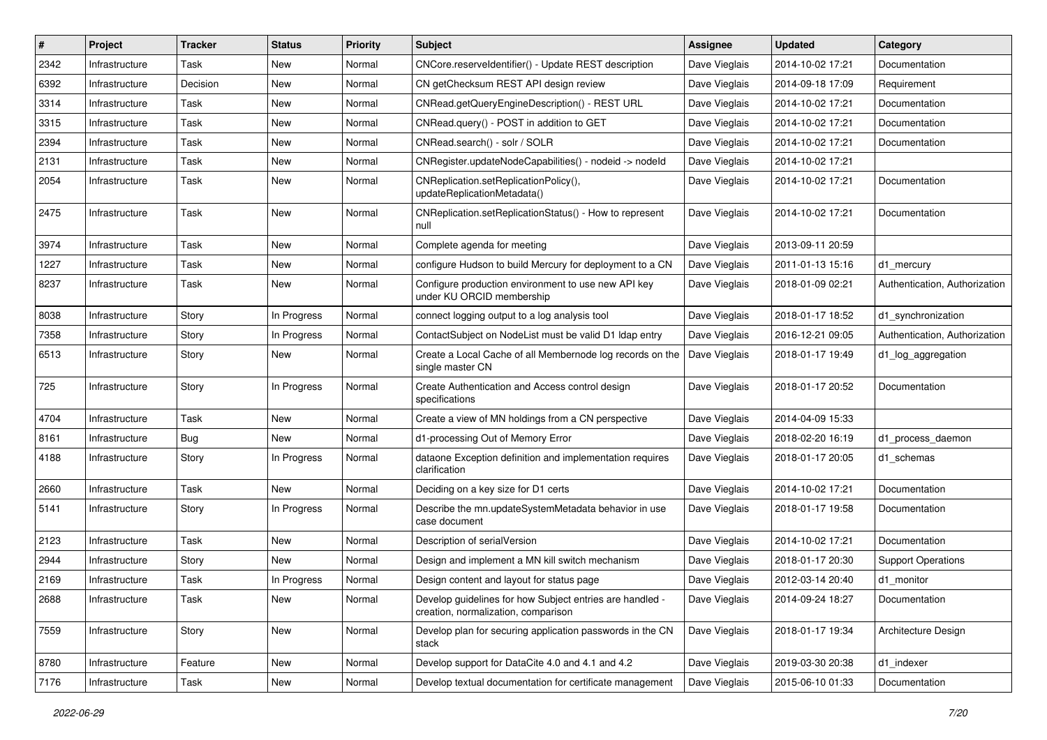| # | Project | Tracker | Status | Priority | Subject | Assignee | Updated | Category |
|---|---|---|---|---|---|---|---|---|
| 2342 | Infrastructure | Task | New | Normal | CNCore.reserveIdentifier() - Update REST description | Dave Vieglais | 2014-10-02 17:21 | Documentation |
| 6392 | Infrastructure | Decision | New | Normal | CN getChecksum REST API design review | Dave Vieglais | 2014-09-18 17:09 | Requirement |
| 3314 | Infrastructure | Task | New | Normal | CNRead.getQueryEngineDescription() - REST URL | Dave Vieglais | 2014-10-02 17:21 | Documentation |
| 3315 | Infrastructure | Task | New | Normal | CNRead.query() - POST in addition to GET | Dave Vieglais | 2014-10-02 17:21 | Documentation |
| 2394 | Infrastructure | Task | New | Normal | CNRead.search() - solr / SOLR | Dave Vieglais | 2014-10-02 17:21 | Documentation |
| 2131 | Infrastructure | Task | New | Normal | CNRegister.updateNodeCapabilities() - nodeid -> nodeId | Dave Vieglais | 2014-10-02 17:21 | |
| 2054 | Infrastructure | Task | New | Normal | CNReplication.setReplicationPolicy(), updateReplicationMetadata() | Dave Vieglais | 2014-10-02 17:21 | Documentation |
| 2475 | Infrastructure | Task | New | Normal | CNReplication.setReplicationStatus() - How to represent null | Dave Vieglais | 2014-10-02 17:21 | Documentation |
| 3974 | Infrastructure | Task | New | Normal | Complete agenda for meeting | Dave Vieglais | 2013-09-11 20:59 | |
| 1227 | Infrastructure | Task | New | Normal | configure Hudson to build Mercury for deployment to a CN | Dave Vieglais | 2011-01-13 15:16 | d1_mercury |
| 8237 | Infrastructure | Task | New | Normal | Configure production environment to use new API key under KU ORCID membership | Dave Vieglais | 2018-01-09 02:21 | Authentication, Authorization |
| 8038 | Infrastructure | Story | In Progress | Normal | connect logging output to a log analysis tool | Dave Vieglais | 2018-01-17 18:52 | d1_synchronization |
| 7358 | Infrastructure | Story | In Progress | Normal | ContactSubject on NodeList must be valid D1 ldap entry | Dave Vieglais | 2016-12-21 09:05 | Authentication, Authorization |
| 6513 | Infrastructure | Story | New | Normal | Create a Local Cache of all Membernode log records on the single master CN | Dave Vieglais | 2018-01-17 19:49 | d1_log_aggregation |
| 725 | Infrastructure | Story | In Progress | Normal | Create Authentication and Access control design specifications | Dave Vieglais | 2018-01-17 20:52 | Documentation |
| 4704 | Infrastructure | Task | New | Normal | Create a view of MN holdings from a CN perspective | Dave Vieglais | 2014-04-09 15:33 | |
| 8161 | Infrastructure | Bug | New | Normal | d1-processing Out of Memory Error | Dave Vieglais | 2018-02-20 16:19 | d1_process_daemon |
| 4188 | Infrastructure | Story | In Progress | Normal | dataone Exception definition and implementation requires clarification | Dave Vieglais | 2018-01-17 20:05 | d1_schemas |
| 2660 | Infrastructure | Task | New | Normal | Deciding on a key size for D1 certs | Dave Vieglais | 2014-10-02 17:21 | Documentation |
| 5141 | Infrastructure | Story | In Progress | Normal | Describe the mn.updateSystemMetadata behavior in use case document | Dave Vieglais | 2018-01-17 19:58 | Documentation |
| 2123 | Infrastructure | Task | New | Normal | Description of serialVersion | Dave Vieglais | 2014-10-02 17:21 | Documentation |
| 2944 | Infrastructure | Story | New | Normal | Design and implement a MN kill switch mechanism | Dave Vieglais | 2018-01-17 20:30 | Support Operations |
| 2169 | Infrastructure | Task | In Progress | Normal | Design content and layout for status page | Dave Vieglais | 2012-03-14 20:40 | d1_monitor |
| 2688 | Infrastructure | Task | New | Normal | Develop guidelines for how Subject entries are handled - creation, normalization, comparison | Dave Vieglais | 2014-09-24 18:27 | Documentation |
| 7559 | Infrastructure | Story | New | Normal | Develop plan for securing application passwords in the CN stack | Dave Vieglais | 2018-01-17 19:34 | Architecture Design |
| 8780 | Infrastructure | Feature | New | Normal | Develop support for DataCite 4.0 and 4.1 and 4.2 | Dave Vieglais | 2019-03-30 20:38 | d1_indexer |
| 7176 | Infrastructure | Task | New | Normal | Develop textual documentation for certificate management | Dave Vieglais | 2015-06-10 01:33 | Documentation |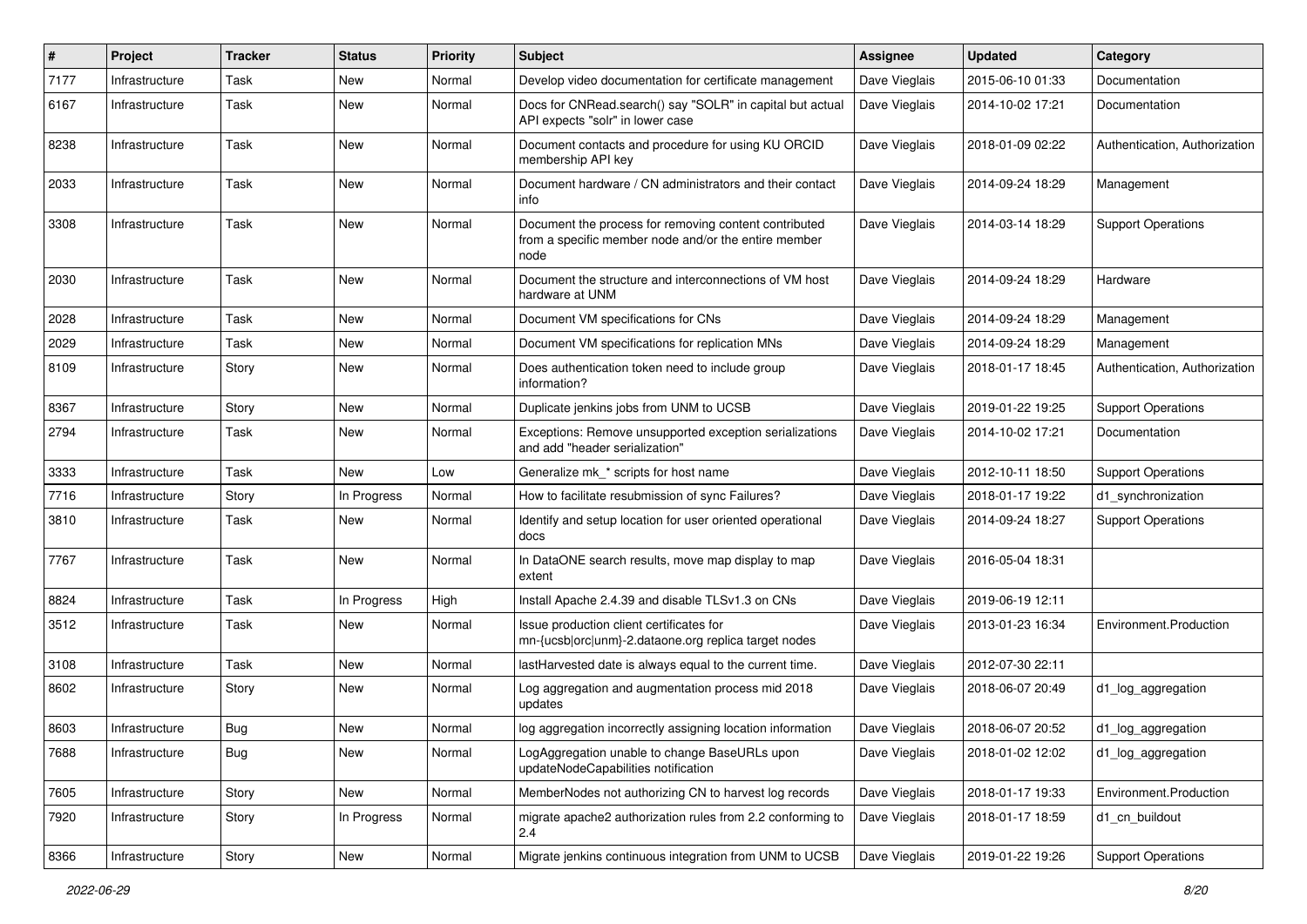| # | Project | Tracker | Status | Priority | Subject | Assignee | Updated | Category |
|---|---|---|---|---|---|---|---|---|
| 7177 | Infrastructure | Task | New | Normal | Develop video documentation for certificate management | Dave Vieglais | 2015-06-10 01:33 | Documentation |
| 6167 | Infrastructure | Task | New | Normal | Docs for CNRead.search() say "SOLR" in capital but actual API expects "solr" in lower case | Dave Vieglais | 2014-10-02 17:21 | Documentation |
| 8238 | Infrastructure | Task | New | Normal | Document contacts and procedure for using KU ORCID membership API key | Dave Vieglais | 2018-01-09 02:22 | Authentication, Authorization |
| 2033 | Infrastructure | Task | New | Normal | Document hardware / CN administrators and their contact info | Dave Vieglais | 2014-09-24 18:29 | Management |
| 3308 | Infrastructure | Task | New | Normal | Document the process for removing content contributed from a specific member node and/or the entire member node | Dave Vieglais | 2014-03-14 18:29 | Support Operations |
| 2030 | Infrastructure | Task | New | Normal | Document the structure and interconnections of VM host hardware at UNM | Dave Vieglais | 2014-09-24 18:29 | Hardware |
| 2028 | Infrastructure | Task | New | Normal | Document VM specifications for CNs | Dave Vieglais | 2014-09-24 18:29 | Management |
| 2029 | Infrastructure | Task | New | Normal | Document VM specifications for replication MNs | Dave Vieglais | 2014-09-24 18:29 | Management |
| 8109 | Infrastructure | Story | New | Normal | Does authentication token need to include group information? | Dave Vieglais | 2018-01-17 18:45 | Authentication, Authorization |
| 8367 | Infrastructure | Story | New | Normal | Duplicate jenkins jobs from UNM to UCSB | Dave Vieglais | 2019-01-22 19:25 | Support Operations |
| 2794 | Infrastructure | Task | New | Normal | Exceptions: Remove unsupported exception serializations and add "header serialization" | Dave Vieglais | 2014-10-02 17:21 | Documentation |
| 3333 | Infrastructure | Task | New | Low | Generalize mk_* scripts for host name | Dave Vieglais | 2012-10-11 18:50 | Support Operations |
| 7716 | Infrastructure | Story | In Progress | Normal | How to facilitate resubmission of sync Failures? | Dave Vieglais | 2018-01-17 19:22 | d1_synchronization |
| 3810 | Infrastructure | Task | New | Normal | Identify and setup location for user oriented operational docs | Dave Vieglais | 2014-09-24 18:27 | Support Operations |
| 7767 | Infrastructure | Task | New | Normal | In DataONE search results, move map display to map extent | Dave Vieglais | 2016-05-04 18:31 | |
| 8824 | Infrastructure | Task | In Progress | High | Install Apache 2.4.39 and disable TLSv1.3 on CNs | Dave Vieglais | 2019-06-19 12:11 | |
| 3512 | Infrastructure | Task | New | Normal | Issue production client certificates for mn-{ucsb\|orc\|unm}-2.dataone.org replica target nodes | Dave Vieglais | 2013-01-23 16:34 | Environment.Production |
| 3108 | Infrastructure | Task | New | Normal | lastHarvested date is always equal to the current time. | Dave Vieglais | 2012-07-30 22:11 | |
| 8602 | Infrastructure | Story | New | Normal | Log aggregation and augmentation process mid 2018 updates | Dave Vieglais | 2018-06-07 20:49 | d1_log_aggregation |
| 8603 | Infrastructure | Bug | New | Normal | log aggregation incorrectly assigning location information | Dave Vieglais | 2018-06-07 20:52 | d1_log_aggregation |
| 7688 | Infrastructure | Bug | New | Normal | LogAggregation unable to change BaseURLs upon updateNodeCapabilities notification | Dave Vieglais | 2018-01-02 12:02 | d1_log_aggregation |
| 7605 | Infrastructure | Story | New | Normal | MemberNodes not authorizing CN to harvest log records | Dave Vieglais | 2018-01-17 19:33 | Environment.Production |
| 7920 | Infrastructure | Story | In Progress | Normal | migrate apache2 authorization rules from 2.2 conforming to 2.4 | Dave Vieglais | 2018-01-17 18:59 | d1_cn_buildout |
| 8366 | Infrastructure | Story | New | Normal | Migrate jenkins continuous integration from UNM to UCSB | Dave Vieglais | 2019-01-22 19:26 | Support Operations |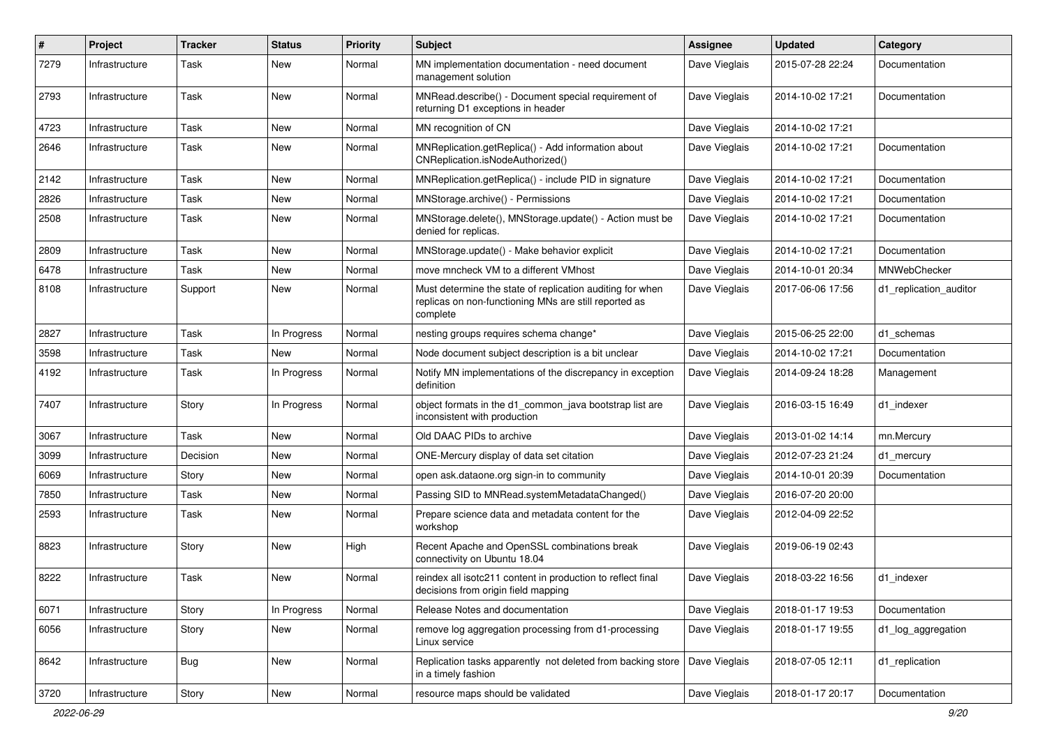| # | Project | Tracker | Status | Priority | Subject | Assignee | Updated | Category |
|---|---|---|---|---|---|---|---|---|
| 7279 | Infrastructure | Task | New | Normal | MN implementation documentation - need document management solution | Dave Vieglais | 2015-07-28 22:24 | Documentation |
| 2793 | Infrastructure | Task | New | Normal | MNRead.describe() - Document special requirement of returning D1 exceptions in header | Dave Vieglais | 2014-10-02 17:21 | Documentation |
| 4723 | Infrastructure | Task | New | Normal | MN recognition of CN | Dave Vieglais | 2014-10-02 17:21 | |
| 2646 | Infrastructure | Task | New | Normal | MNReplication.getReplica() - Add information about CNReplication.isNodeAuthorized() | Dave Vieglais | 2014-10-02 17:21 | Documentation |
| 2142 | Infrastructure | Task | New | Normal | MNReplication.getReplica() - include PID in signature | Dave Vieglais | 2014-10-02 17:21 | Documentation |
| 2826 | Infrastructure | Task | New | Normal | MNStorage.archive() - Permissions | Dave Vieglais | 2014-10-02 17:21 | Documentation |
| 2508 | Infrastructure | Task | New | Normal | MNStorage.delete(), MNStorage.update() - Action must be denied for replicas. | Dave Vieglais | 2014-10-02 17:21 | Documentation |
| 2809 | Infrastructure | Task | New | Normal | MNStorage.update() - Make behavior explicit | Dave Vieglais | 2014-10-02 17:21 | Documentation |
| 6478 | Infrastructure | Task | New | Normal | move mncheck VM to a different VMhost | Dave Vieglais | 2014-10-01 20:34 | MNWebChecker |
| 8108 | Infrastructure | Support | New | Normal | Must determine the state of replication auditing for when replicas on non-functioning MNs are still reported as complete | Dave Vieglais | 2017-06-06 17:56 | d1_replication_auditor |
| 2827 | Infrastructure | Task | In Progress | Normal | nesting groups requires schema change* | Dave Vieglais | 2015-06-25 22:00 | d1_schemas |
| 3598 | Infrastructure | Task | New | Normal | Node document subject description is a bit unclear | Dave Vieglais | 2014-10-02 17:21 | Documentation |
| 4192 | Infrastructure | Task | In Progress | Normal | Notify MN implementations of the discrepancy in exception definition | Dave Vieglais | 2014-09-24 18:28 | Management |
| 7407 | Infrastructure | Story | In Progress | Normal | object formats in the d1_common_java bootstrap list are inconsistent with production | Dave Vieglais | 2016-03-15 16:49 | d1_indexer |
| 3067 | Infrastructure | Task | New | Normal | Old DAAC PIDs to archive | Dave Vieglais | 2013-01-02 14:14 | mn.Mercury |
| 3099 | Infrastructure | Decision | New | Normal | ONE-Mercury display of data set citation | Dave Vieglais | 2012-07-23 21:24 | d1_mercury |
| 6069 | Infrastructure | Story | New | Normal | open ask.dataone.org sign-in to community | Dave Vieglais | 2014-10-01 20:39 | Documentation |
| 7850 | Infrastructure | Task | New | Normal | Passing SID to MNRead.systemMetadataChanged() | Dave Vieglais | 2016-07-20 20:00 | |
| 2593 | Infrastructure | Task | New | Normal | Prepare science data and metadata content for the workshop | Dave Vieglais | 2012-04-09 22:52 | |
| 8823 | Infrastructure | Story | New | High | Recent Apache and OpenSSL combinations break connectivity on Ubuntu 18.04 | Dave Vieglais | 2019-06-19 02:43 | |
| 8222 | Infrastructure | Task | New | Normal | reindex all isotc211 content in production to reflect final decisions from origin field mapping | Dave Vieglais | 2018-03-22 16:56 | d1_indexer |
| 6071 | Infrastructure | Story | In Progress | Normal | Release Notes and documentation | Dave Vieglais | 2018-01-17 19:53 | Documentation |
| 6056 | Infrastructure | Story | New | Normal | remove log aggregation processing from d1-processing Linux service | Dave Vieglais | 2018-01-17 19:55 | d1_log_aggregation |
| 8642 | Infrastructure | Bug | New | Normal | Replication tasks apparently not deleted from backing store in a timely fashion | Dave Vieglais | 2018-07-05 12:11 | d1_replication |
| 3720 | Infrastructure | Story | New | Normal | resource maps should be validated | Dave Vieglais | 2018-01-17 20:17 | Documentation |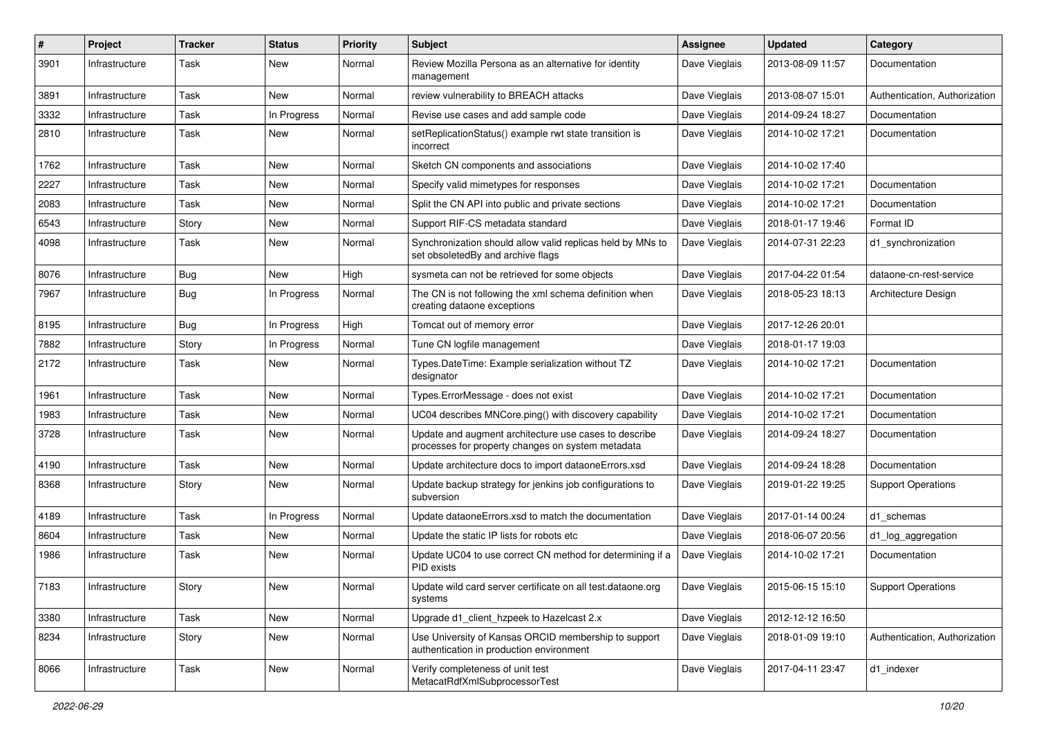| # | Project | Tracker | Status | Priority | Subject | Assignee | Updated | Category |
|---|---|---|---|---|---|---|---|---|
| 3901 | Infrastructure | Task | New | Normal | Review Mozilla Persona as an alternative for identity management | Dave Vieglais | 2013-08-09 11:57 | Documentation |
| 3891 | Infrastructure | Task | New | Normal | review vulnerability to BREACH attacks | Dave Vieglais | 2013-08-07 15:01 | Authentication, Authorization |
| 3332 | Infrastructure | Task | In Progress | Normal | Revise use cases and add sample code | Dave Vieglais | 2014-09-24 18:27 | Documentation |
| 2810 | Infrastructure | Task | New | Normal | setReplicationStatus() example rwt state transition is incorrect | Dave Vieglais | 2014-10-02 17:21 | Documentation |
| 1762 | Infrastructure | Task | New | Normal | Sketch CN components and associations | Dave Vieglais | 2014-10-02 17:40 | |
| 2227 | Infrastructure | Task | New | Normal | Specify valid mimetypes for responses | Dave Vieglais | 2014-10-02 17:21 | Documentation |
| 2083 | Infrastructure | Task | New | Normal | Split the CN API into public and private sections | Dave Vieglais | 2014-10-02 17:21 | Documentation |
| 6543 | Infrastructure | Story | New | Normal | Support RIF-CS metadata standard | Dave Vieglais | 2018-01-17 19:46 | Format ID |
| 4098 | Infrastructure | Task | New | Normal | Synchronization should allow valid replicas held by MNs to set obsoletedBy and archive flags | Dave Vieglais | 2014-07-31 22:23 | d1_synchronization |
| 8076 | Infrastructure | Bug | New | High | sysmeta can not be retrieved for some objects | Dave Vieglais | 2017-04-22 01:54 | dataone-cn-rest-service |
| 7967 | Infrastructure | Bug | In Progress | Normal | The CN is not following the xml schema definition when creating dataone exceptions | Dave Vieglais | 2018-05-23 18:13 | Architecture Design |
| 8195 | Infrastructure | Bug | In Progress | High | Tomcat out of memory error | Dave Vieglais | 2017-12-26 20:01 | |
| 7882 | Infrastructure | Story | In Progress | Normal | Tune CN logfile management | Dave Vieglais | 2018-01-17 19:03 | |
| 2172 | Infrastructure | Task | New | Normal | Types.DateTime: Example serialization without TZ designator | Dave Vieglais | 2014-10-02 17:21 | Documentation |
| 1961 | Infrastructure | Task | New | Normal | Types.ErrorMessage - does not exist | Dave Vieglais | 2014-10-02 17:21 | Documentation |
| 1983 | Infrastructure | Task | New | Normal | UC04 describes MNCore.ping() with discovery capability | Dave Vieglais | 2014-10-02 17:21 | Documentation |
| 3728 | Infrastructure | Task | New | Normal | Update and augment architecture use cases to describe processes for property changes on system metadata | Dave Vieglais | 2014-09-24 18:27 | Documentation |
| 4190 | Infrastructure | Task | New | Normal | Update architecture docs to import dataoneErrors.xsd | Dave Vieglais | 2014-09-24 18:28 | Documentation |
| 8368 | Infrastructure | Story | New | Normal | Update backup strategy for jenkins job configurations to subversion | Dave Vieglais | 2019-01-22 19:25 | Support Operations |
| 4189 | Infrastructure | Task | In Progress | Normal | Update dataoneErrors.xsd to match the documentation | Dave Vieglais | 2017-01-14 00:24 | d1_schemas |
| 8604 | Infrastructure | Task | New | Normal | Update the static IP lists for robots etc | Dave Vieglais | 2018-06-07 20:56 | d1_log_aggregation |
| 1986 | Infrastructure | Task | New | Normal | Update UC04 to use correct CN method for determining if a PID exists | Dave Vieglais | 2014-10-02 17:21 | Documentation |
| 7183 | Infrastructure | Story | New | Normal | Update wild card server certificate on all test.dataone.org systems | Dave Vieglais | 2015-06-15 15:10 | Support Operations |
| 3380 | Infrastructure | Task | New | Normal | Upgrade d1_client_hzpeek to Hazelcast 2.x | Dave Vieglais | 2012-12-12 16:50 | |
| 8234 | Infrastructure | Story | New | Normal | Use University of Kansas ORCID membership to support authentication in production environment | Dave Vieglais | 2018-01-09 19:10 | Authentication, Authorization |
| 8066 | Infrastructure | Task | New | Normal | Verify completeness of unit test MetacatRdfXmlSubprocessorTest | Dave Vieglais | 2017-04-11 23:47 | d1_indexer |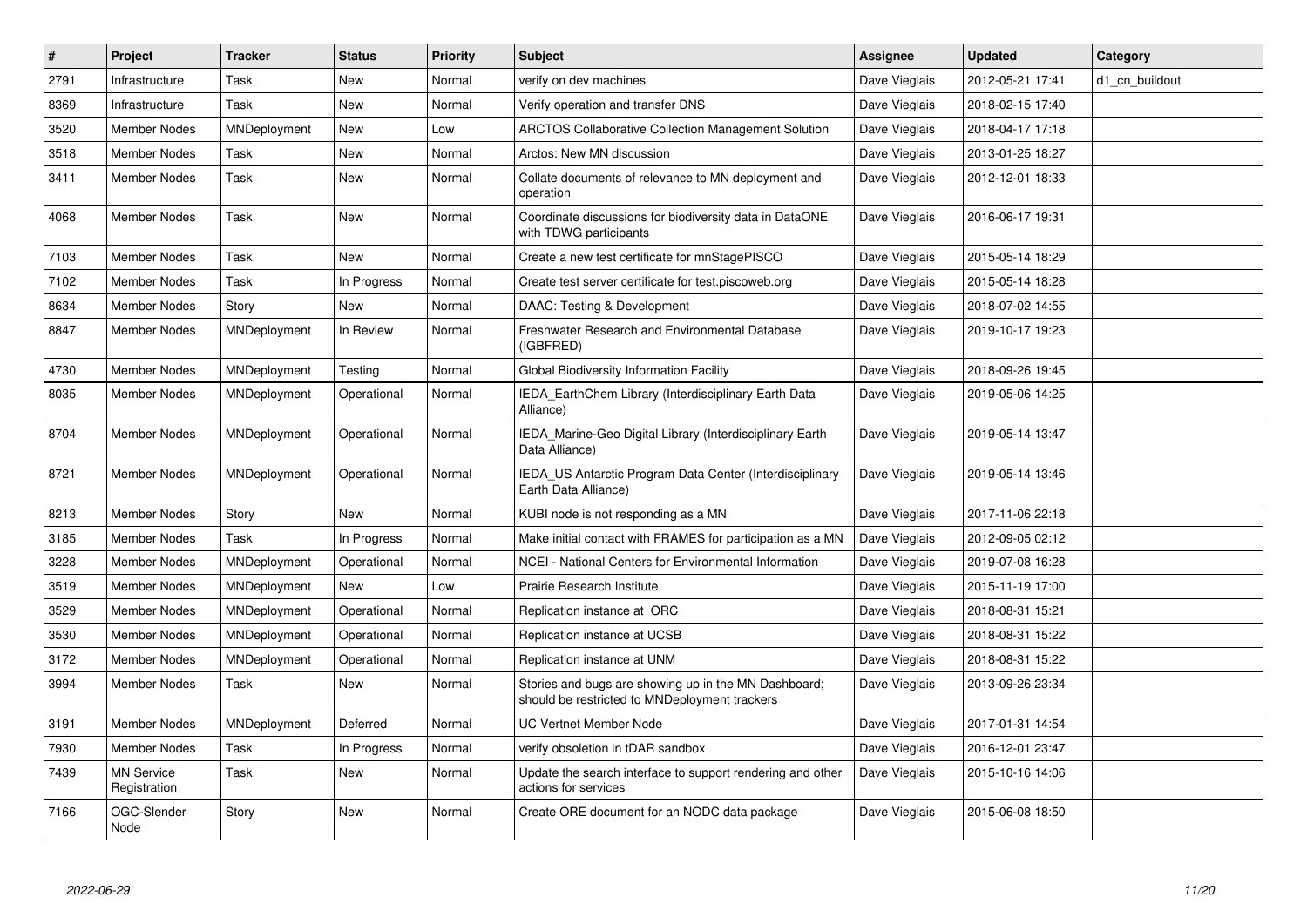| # | Project | Tracker | Status | Priority | Subject | Assignee | Updated | Category |
|---|---|---|---|---|---|---|---|---|
| 2791 | Infrastructure | Task | New | Normal | verify on dev machines | Dave Vieglais | 2012-05-21 17:41 | d1_cn_buildout |
| 8369 | Infrastructure | Task | New | Normal | Verify operation and transfer DNS | Dave Vieglais | 2018-02-15 17:40 | |
| 3520 | Member Nodes | MNDeployment | New | Low | ARCTOS Collaborative Collection Management Solution | Dave Vieglais | 2018-04-17 17:18 | |
| 3518 | Member Nodes | Task | New | Normal | Arctos: New MN discussion | Dave Vieglais | 2013-01-25 18:27 | |
| 3411 | Member Nodes | Task | New | Normal | Collate documents of relevance to MN deployment and operation | Dave Vieglais | 2012-12-01 18:33 | |
| 4068 | Member Nodes | Task | New | Normal | Coordinate discussions for biodiversity data in DataONE with TDWG participants | Dave Vieglais | 2016-06-17 19:31 | |
| 7103 | Member Nodes | Task | New | Normal | Create a new test certificate for mnStagePISCO | Dave Vieglais | 2015-05-14 18:29 | |
| 7102 | Member Nodes | Task | In Progress | Normal | Create test server certificate for test.piscoweb.org | Dave Vieglais | 2015-05-14 18:28 | |
| 8634 | Member Nodes | Story | New | Normal | DAAC: Testing & Development | Dave Vieglais | 2018-07-02 14:55 | |
| 8847 | Member Nodes | MNDeployment | In Review | Normal | Freshwater Research and Environmental Database (IGBFRED) | Dave Vieglais | 2019-10-17 19:23 | |
| 4730 | Member Nodes | MNDeployment | Testing | Normal | Global Biodiversity Information Facility | Dave Vieglais | 2018-09-26 19:45 | |
| 8035 | Member Nodes | MNDeployment | Operational | Normal | IEDA_EarthChem Library (Interdisciplinary Earth Data Alliance) | Dave Vieglais | 2019-05-06 14:25 | |
| 8704 | Member Nodes | MNDeployment | Operational | Normal | IEDA_Marine-Geo Digital Library (Interdisciplinary Earth Data Alliance) | Dave Vieglais | 2019-05-14 13:47 | |
| 8721 | Member Nodes | MNDeployment | Operational | Normal | IEDA_US Antarctic Program Data Center (Interdisciplinary Earth Data Alliance) | Dave Vieglais | 2019-05-14 13:46 | |
| 8213 | Member Nodes | Story | New | Normal | KUBI node is not responding as a MN | Dave Vieglais | 2017-11-06 22:18 | |
| 3185 | Member Nodes | Task | In Progress | Normal | Make initial contact with FRAMES for participation as a MN | Dave Vieglais | 2012-09-05 02:12 | |
| 3228 | Member Nodes | MNDeployment | Operational | Normal | NCEI - National Centers for Environmental Information | Dave Vieglais | 2019-07-08 16:28 | |
| 3519 | Member Nodes | MNDeployment | New | Low | Prairie Research Institute | Dave Vieglais | 2015-11-19 17:00 | |
| 3529 | Member Nodes | MNDeployment | Operational | Normal | Replication instance at ORC | Dave Vieglais | 2018-08-31 15:21 | |
| 3530 | Member Nodes | MNDeployment | Operational | Normal | Replication instance at UCSB | Dave Vieglais | 2018-08-31 15:22 | |
| 3172 | Member Nodes | MNDeployment | Operational | Normal | Replication instance at UNM | Dave Vieglais | 2018-08-31 15:22 | |
| 3994 | Member Nodes | Task | New | Normal | Stories and bugs are showing up in the MN Dashboard; should be restricted to MNDeployment trackers | Dave Vieglais | 2013-09-26 23:34 | |
| 3191 | Member Nodes | MNDeployment | Deferred | Normal | UC Vertnet Member Node | Dave Vieglais | 2017-01-31 14:54 | |
| 7930 | Member Nodes | Task | In Progress | Normal | verify obsoletion in tDAR sandbox | Dave Vieglais | 2016-12-01 23:47 | |
| 7439 | MN Service Registration | Task | New | Normal | Update the search interface to support rendering and other actions for services | Dave Vieglais | 2015-10-16 14:06 | |
| 7166 | OGC-Slender Node | Story | New | Normal | Create ORE document for an NODC data package | Dave Vieglais | 2015-06-08 18:50 | |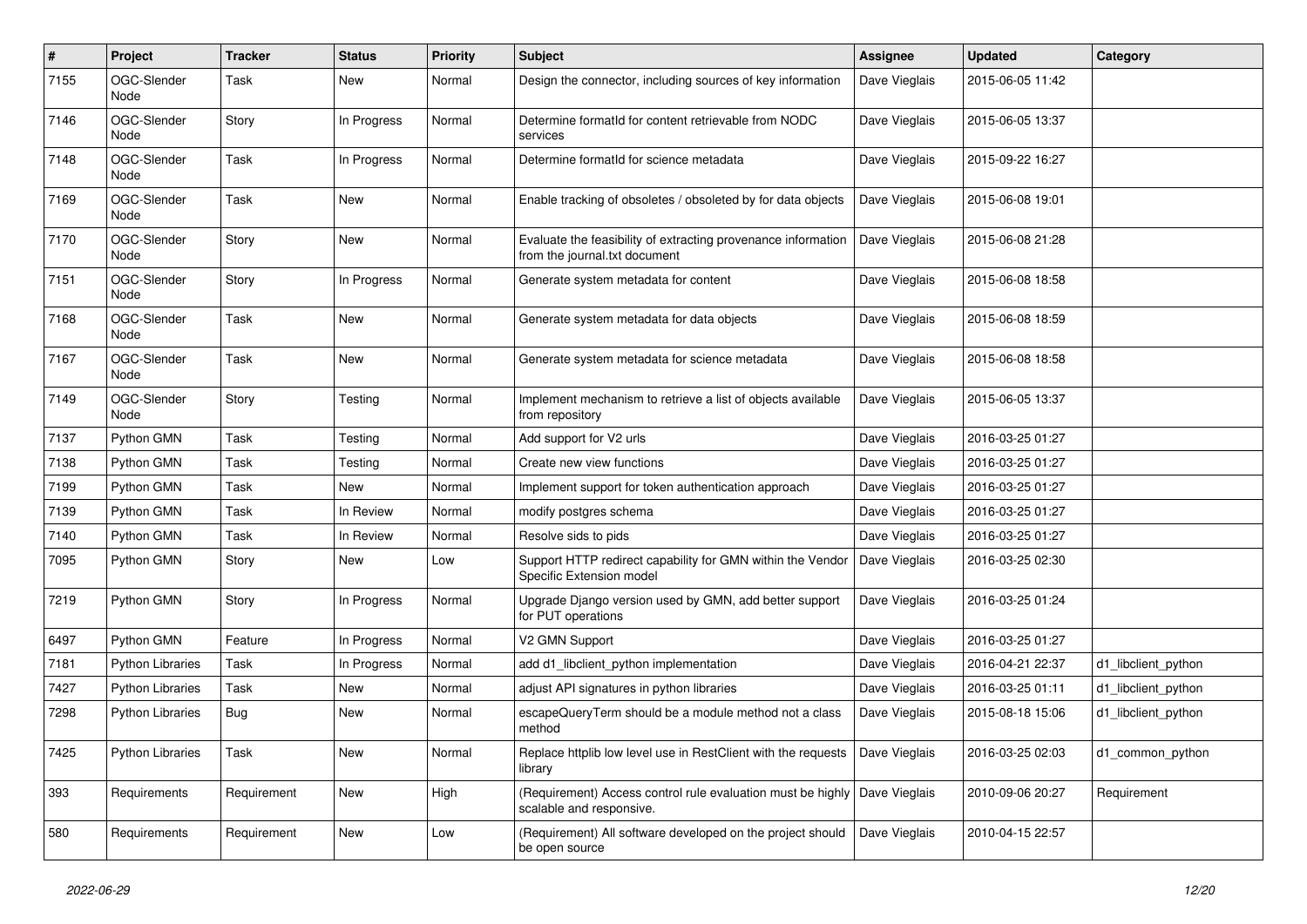| # | Project | Tracker | Status | Priority | Subject | Assignee | Updated | Category |
|---|---|---|---|---|---|---|---|---|
| 7155 | OGC-Slender Node | Task | New | Normal | Design the connector, including sources of key information | Dave Vieglais | 2015-06-05 11:42 | |
| 7146 | OGC-Slender Node | Story | In Progress | Normal | Determine formatId for content retrievable from NODC services | Dave Vieglais | 2015-06-05 13:37 | |
| 7148 | OGC-Slender Node | Task | In Progress | Normal | Determine formatId for science metadata | Dave Vieglais | 2015-09-22 16:27 | |
| 7169 | OGC-Slender Node | Task | New | Normal | Enable tracking of obsoletes / obsoleted by for data objects | Dave Vieglais | 2015-06-08 19:01 | |
| 7170 | OGC-Slender Node | Story | New | Normal | Evaluate the feasibility of extracting provenance information from the journal.txt document | Dave Vieglais | 2015-06-08 21:28 | |
| 7151 | OGC-Slender Node | Story | In Progress | Normal | Generate system metadata for content | Dave Vieglais | 2015-06-08 18:58 | |
| 7168 | OGC-Slender Node | Task | New | Normal | Generate system metadata for data objects | Dave Vieglais | 2015-06-08 18:59 | |
| 7167 | OGC-Slender Node | Task | New | Normal | Generate system metadata for science metadata | Dave Vieglais | 2015-06-08 18:58 | |
| 7149 | OGC-Slender Node | Story | Testing | Normal | Implement mechanism to retrieve a list of objects available from repository | Dave Vieglais | 2015-06-05 13:37 | |
| 7137 | Python GMN | Task | Testing | Normal | Add support for V2 urls | Dave Vieglais | 2016-03-25 01:27 | |
| 7138 | Python GMN | Task | Testing | Normal | Create new view functions | Dave Vieglais | 2016-03-25 01:27 | |
| 7199 | Python GMN | Task | New | Normal | Implement support for token authentication approach | Dave Vieglais | 2016-03-25 01:27 | |
| 7139 | Python GMN | Task | In Review | Normal | modify postgres schema | Dave Vieglais | 2016-03-25 01:27 | |
| 7140 | Python GMN | Task | In Review | Normal | Resolve sids to pids | Dave Vieglais | 2016-03-25 01:27 | |
| 7095 | Python GMN | Story | New | Low | Support HTTP redirect capability for GMN within the Vendor Specific Extension model | Dave Vieglais | 2016-03-25 02:30 | |
| 7219 | Python GMN | Story | In Progress | Normal | Upgrade Django version used by GMN, add better support for PUT operations | Dave Vieglais | 2016-03-25 01:24 | |
| 6497 | Python GMN | Feature | In Progress | Normal | V2 GMN Support | Dave Vieglais | 2016-03-25 01:27 | |
| 7181 | Python Libraries | Task | In Progress | Normal | add d1_libclient_python implementation | Dave Vieglais | 2016-04-21 22:37 | d1_libclient_python |
| 7427 | Python Libraries | Task | New | Normal | adjust API signatures in python libraries | Dave Vieglais | 2016-03-25 01:11 | d1_libclient_python |
| 7298 | Python Libraries | Bug | New | Normal | escapeQueryTerm should be a module method not a class method | Dave Vieglais | 2015-08-18 15:06 | d1_libclient_python |
| 7425 | Python Libraries | Task | New | Normal | Replace httplib low level use in RestClient with the requests library | Dave Vieglais | 2016-03-25 02:03 | d1_common_python |
| 393 | Requirements | Requirement | New | High | (Requirement) Access control rule evaluation must be highly scalable and responsive. | Dave Vieglais | 2010-09-06 20:27 | Requirement |
| 580 | Requirements | Requirement | New | Low | (Requirement) All software developed on the project should be open source | Dave Vieglais | 2010-04-15 22:57 | |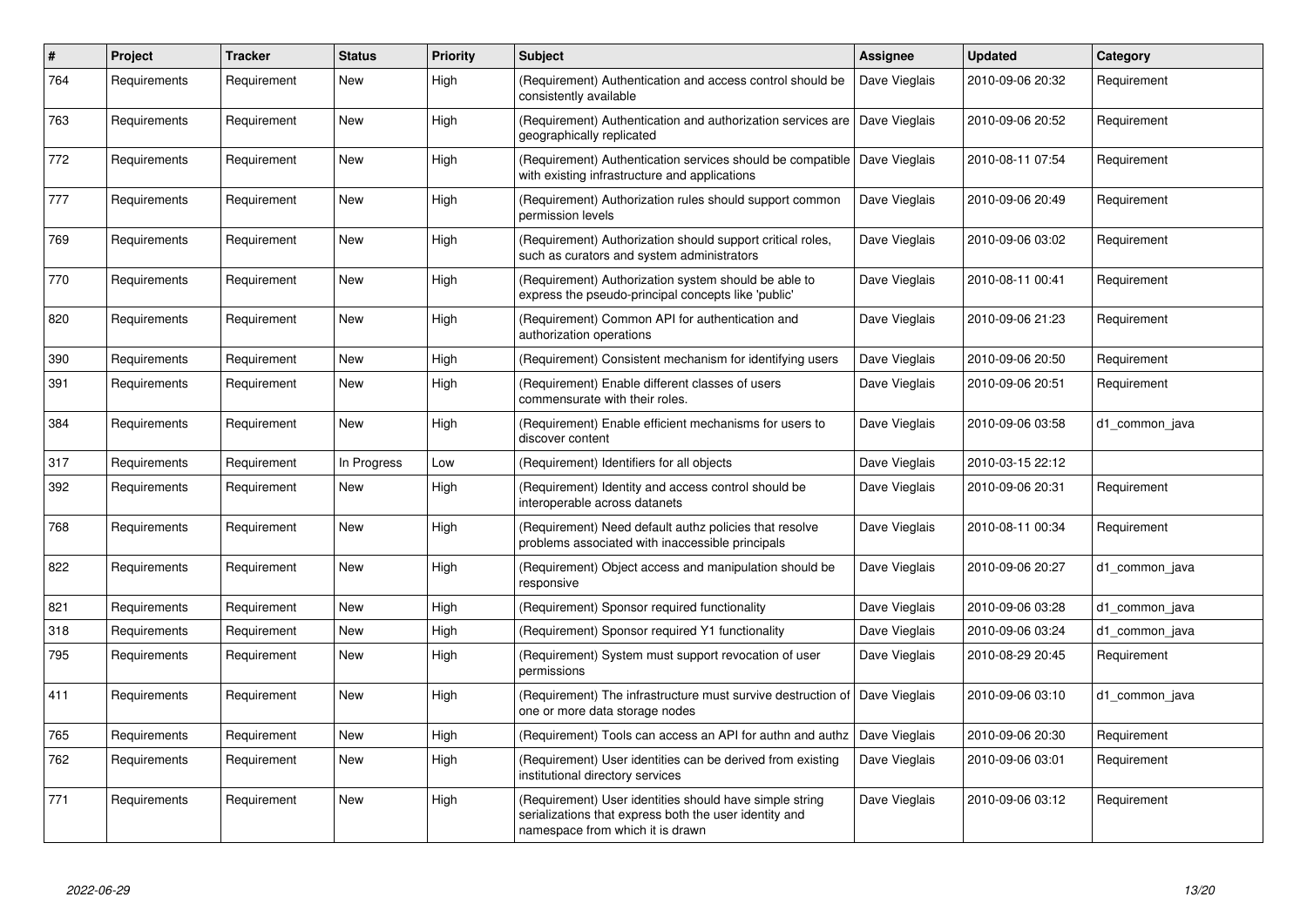| # | Project | Tracker | Status | Priority | Subject | Assignee | Updated | Category |
|---|---|---|---|---|---|---|---|---|
| 764 | Requirements | Requirement | New | High | (Requirement) Authentication and access control should be consistently available | Dave Vieglais | 2010-09-06 20:32 | Requirement |
| 763 | Requirements | Requirement | New | High | (Requirement) Authentication and authorization services are geographically replicated | Dave Vieglais | 2010-09-06 20:52 | Requirement |
| 772 | Requirements | Requirement | New | High | (Requirement) Authentication services should be compatible with existing infrastructure and applications | Dave Vieglais | 2010-08-11 07:54 | Requirement |
| 777 | Requirements | Requirement | New | High | (Requirement) Authorization rules should support common permission levels | Dave Vieglais | 2010-09-06 20:49 | Requirement |
| 769 | Requirements | Requirement | New | High | (Requirement) Authorization should support critical roles, such as curators and system administrators | Dave Vieglais | 2010-09-06 03:02 | Requirement |
| 770 | Requirements | Requirement | New | High | (Requirement) Authorization system should be able to express the pseudo-principal concepts like 'public' | Dave Vieglais | 2010-08-11 00:41 | Requirement |
| 820 | Requirements | Requirement | New | High | (Requirement) Common API for authentication and authorization operations | Dave Vieglais | 2010-09-06 21:23 | Requirement |
| 390 | Requirements | Requirement | New | High | (Requirement) Consistent mechanism for identifying users | Dave Vieglais | 2010-09-06 20:50 | Requirement |
| 391 | Requirements | Requirement | New | High | (Requirement) Enable different classes of users commensurate with their roles. | Dave Vieglais | 2010-09-06 20:51 | Requirement |
| 384 | Requirements | Requirement | New | High | (Requirement) Enable efficient mechanisms for users to discover content | Dave Vieglais | 2010-09-06 03:58 | d1_common_java |
| 317 | Requirements | Requirement | In Progress | Low | (Requirement) Identifiers for all objects | Dave Vieglais | 2010-03-15 22:12 | |
| 392 | Requirements | Requirement | New | High | (Requirement) Identity and access control should be interoperable across datanets | Dave Vieglais | 2010-09-06 20:31 | Requirement |
| 768 | Requirements | Requirement | New | High | (Requirement) Need default authz policies that resolve problems associated with inaccessible principals | Dave Vieglais | 2010-08-11 00:34 | Requirement |
| 822 | Requirements | Requirement | New | High | (Requirement) Object access and manipulation should be responsive | Dave Vieglais | 2010-09-06 20:27 | d1_common_java |
| 821 | Requirements | Requirement | New | High | (Requirement) Sponsor required functionality | Dave Vieglais | 2010-09-06 03:28 | d1_common_java |
| 318 | Requirements | Requirement | New | High | (Requirement) Sponsor required Y1 functionality | Dave Vieglais | 2010-09-06 03:24 | d1_common_java |
| 795 | Requirements | Requirement | New | High | (Requirement) System must support revocation of user permissions | Dave Vieglais | 2010-08-29 20:45 | Requirement |
| 411 | Requirements | Requirement | New | High | (Requirement) The infrastructure must survive destruction of one or more data storage nodes | Dave Vieglais | 2010-09-06 03:10 | d1_common_java |
| 765 | Requirements | Requirement | New | High | (Requirement) Tools can access an API for authn and authz | Dave Vieglais | 2010-09-06 20:30 | Requirement |
| 762 | Requirements | Requirement | New | High | (Requirement) User identities can be derived from existing institutional directory services | Dave Vieglais | 2010-09-06 03:01 | Requirement |
| 771 | Requirements | Requirement | New | High | (Requirement) User identities should have simple string serializations that express both the user identity and namespace from which it is drawn | Dave Vieglais | 2010-09-06 03:12 | Requirement |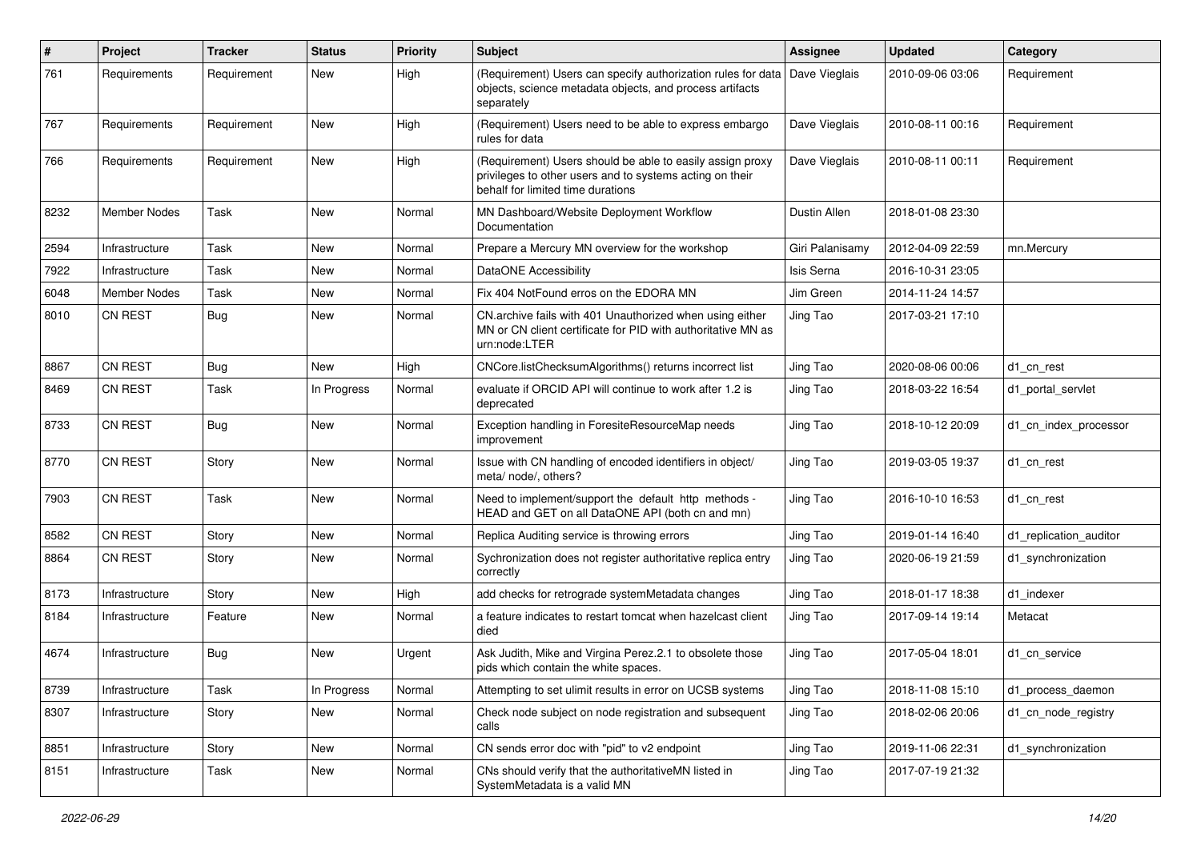| # | Project | Tracker | Status | Priority | Subject | Assignee | Updated | Category |
|---|---|---|---|---|---|---|---|---|
| 761 | Requirements | Requirement | New | High | (Requirement) Users can specify authorization rules for data objects, science metadata objects, and process artifacts separately | Dave Vieglais | 2010-09-06 03:06 | Requirement |
| 767 | Requirements | Requirement | New | High | (Requirement) Users need to be able to express embargo rules for data | Dave Vieglais | 2010-08-11 00:16 | Requirement |
| 766 | Requirements | Requirement | New | High | (Requirement) Users should be able to easily assign proxy privileges to other users and to systems acting on their behalf for limited time durations | Dave Vieglais | 2010-08-11 00:11 | Requirement |
| 8232 | Member Nodes | Task | New | Normal | MN Dashboard/Website Deployment Workflow Documentation | Dustin Allen | 2018-01-08 23:30 | |
| 2594 | Infrastructure | Task | New | Normal | Prepare a Mercury MN overview for the workshop | Giri Palanisamy | 2012-04-09 22:59 | mn.Mercury |
| 7922 | Infrastructure | Task | New | Normal | DataONE Accessibility | Isis Serna | 2016-10-31 23:05 | |
| 6048 | Member Nodes | Task | New | Normal | Fix 404 NotFound erros on the EDORA MN | Jim Green | 2014-11-24 14:57 | |
| 8010 | CN REST | Bug | New | Normal | CN.archive fails with 401 Unauthorized when using either MN or CN client certificate for PID with authoritative MN as urn:node:LTER | Jing Tao | 2017-03-21 17:10 | |
| 8867 | CN REST | Bug | New | High | CNCore.listChecksumAlgorithms() returns incorrect list | Jing Tao | 2020-08-06 00:06 | d1_cn_rest |
| 8469 | CN REST | Task | In Progress | Normal | evaluate if ORCID API will continue to work after 1.2 is deprecated | Jing Tao | 2018-03-22 16:54 | d1_portal_servlet |
| 8733 | CN REST | Bug | New | Normal | Exception handling in ForesiteResourceMap needs improvement | Jing Tao | 2018-10-12 20:09 | d1_cn_index_processor |
| 8770 | CN REST | Story | New | Normal | Issue with CN handling of encoded identifiers in object/ meta/ node/, others? | Jing Tao | 2019-03-05 19:37 | d1_cn_rest |
| 7903 | CN REST | Task | New | Normal | Need to implement/support the default http methods - HEAD and GET on all DataONE API (both cn and mn) | Jing Tao | 2016-10-10 16:53 | d1_cn_rest |
| 8582 | CN REST | Story | New | Normal | Replica Auditing service is throwing errors | Jing Tao | 2019-01-14 16:40 | d1_replication_auditor |
| 8864 | CN REST | Story | New | Normal | Sychronization does not register authoritative replica entry correctly | Jing Tao | 2020-06-19 21:59 | d1_synchronization |
| 8173 | Infrastructure | Story | New | High | add checks for retrograde systemMetadata changes | Jing Tao | 2018-01-17 18:38 | d1_indexer |
| 8184 | Infrastructure | Feature | New | Normal | a feature indicates to restart tomcat when hazelcast client died | Jing Tao | 2017-09-14 19:14 | Metacat |
| 4674 | Infrastructure | Bug | New | Urgent | Ask Judith, Mike and Virgina Perez.2.1 to obsolete those pids which contain the white spaces. | Jing Tao | 2017-05-04 18:01 | d1_cn_service |
| 8739 | Infrastructure | Task | In Progress | Normal | Attempting to set ulimit results in error on UCSB systems | Jing Tao | 2018-11-08 15:10 | d1_process_daemon |
| 8307 | Infrastructure | Story | New | Normal | Check node subject on node registration and subsequent calls | Jing Tao | 2018-02-06 20:06 | d1_cn_node_registry |
| 8851 | Infrastructure | Story | New | Normal | CN sends error doc with "pid" to v2 endpoint | Jing Tao | 2019-11-06 22:31 | d1_synchronization |
| 8151 | Infrastructure | Task | New | Normal | CNs should verify that the authoritativeMN listed in SystemMetadata is a valid MN | Jing Tao | 2017-07-19 21:32 | |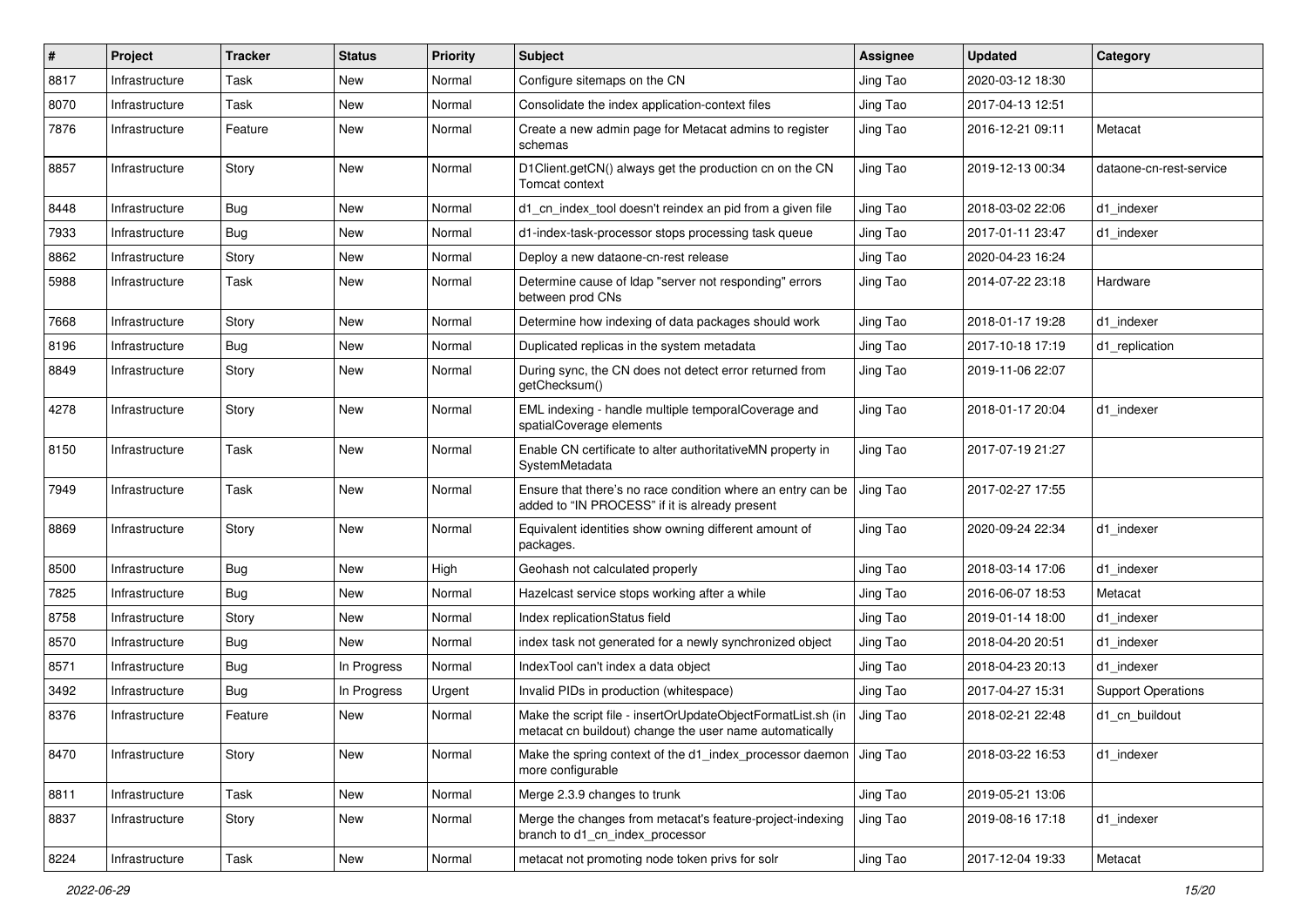| # | Project | Tracker | Status | Priority | Subject | Assignee | Updated | Category |
|---|---|---|---|---|---|---|---|---|
| 8817 | Infrastructure | Task | New | Normal | Configure sitemaps on the CN | Jing Tao | 2020-03-12 18:30 | |
| 8070 | Infrastructure | Task | New | Normal | Consolidate the index application-context files | Jing Tao | 2017-04-13 12:51 | |
| 7876 | Infrastructure | Feature | New | Normal | Create a new admin page for Metacat admins to register schemas | Jing Tao | 2016-12-21 09:11 | Metacat |
| 8857 | Infrastructure | Story | New | Normal | D1Client.getCN() always get the production cn on the CN Tomcat context | Jing Tao | 2019-12-13 00:34 | dataone-cn-rest-service |
| 8448 | Infrastructure | Bug | New | Normal | d1_cn_index_tool doesn't reindex an pid from a given file | Jing Tao | 2018-03-02 22:06 | d1_indexer |
| 7933 | Infrastructure | Bug | New | Normal | d1-index-task-processor stops processing task queue | Jing Tao | 2017-01-11 23:47 | d1_indexer |
| 8862 | Infrastructure | Story | New | Normal | Deploy a new dataone-cn-rest release | Jing Tao | 2020-04-23 16:24 | |
| 5988 | Infrastructure | Task | New | Normal | Determine cause of ldap "server not responding" errors between prod CNs | Jing Tao | 2014-07-22 23:18 | Hardware |
| 7668 | Infrastructure | Story | New | Normal | Determine how indexing of data packages should work | Jing Tao | 2018-01-17 19:28 | d1_indexer |
| 8196 | Infrastructure | Bug | New | Normal | Duplicated replicas in the system metadata | Jing Tao | 2017-10-18 17:19 | d1_replication |
| 8849 | Infrastructure | Story | New | Normal | During sync, the CN does not detect error returned from getChecksum() | Jing Tao | 2019-11-06 22:07 | |
| 4278 | Infrastructure | Story | New | Normal | EML indexing - handle multiple temporalCoverage and spatialCoverage elements | Jing Tao | 2018-01-17 20:04 | d1_indexer |
| 8150 | Infrastructure | Task | New | Normal | Enable CN certificate to alter authoritativeMN property in SystemMetadata | Jing Tao | 2017-07-19 21:27 | |
| 7949 | Infrastructure | Task | New | Normal | Ensure that there's no race condition where an entry can be added to "IN PROCESS" if it is already present | Jing Tao | 2017-02-27 17:55 | |
| 8869 | Infrastructure | Story | New | Normal | Equivalent identities show owning different amount of packages. | Jing Tao | 2020-09-24 22:34 | d1_indexer |
| 8500 | Infrastructure | Bug | New | High | Geohash not calculated properly | Jing Tao | 2018-03-14 17:06 | d1_indexer |
| 7825 | Infrastructure | Bug | New | Normal | Hazelcast service stops working after a while | Jing Tao | 2016-06-07 18:53 | Metacat |
| 8758 | Infrastructure | Story | New | Normal | Index replicationStatus field | Jing Tao | 2019-01-14 18:00 | d1_indexer |
| 8570 | Infrastructure | Bug | New | Normal | index task not generated for a newly synchronized object | Jing Tao | 2018-04-20 20:51 | d1_indexer |
| 8571 | Infrastructure | Bug | In Progress | Normal | IndexTool can't index a data object | Jing Tao | 2018-04-23 20:13 | d1_indexer |
| 3492 | Infrastructure | Bug | In Progress | Urgent | Invalid PIDs in production (whitespace) | Jing Tao | 2017-04-27 15:31 | Support Operations |
| 8376 | Infrastructure | Feature | New | Normal | Make the script file - insertOrUpdateObjectFormatList.sh (in metacat cn buildout) change the user name automatically | Jing Tao | 2018-02-21 22:48 | d1_cn_buildout |
| 8470 | Infrastructure | Story | New | Normal | Make the spring context of the d1_index_processor daemon more configurable | Jing Tao | 2018-03-22 16:53 | d1_indexer |
| 8811 | Infrastructure | Task | New | Normal | Merge 2.3.9 changes to trunk | Jing Tao | 2019-05-21 13:06 | |
| 8837 | Infrastructure | Story | New | Normal | Merge the changes from metacat's feature-project-indexing branch to d1_cn_index_processor | Jing Tao | 2019-08-16 17:18 | d1_indexer |
| 8224 | Infrastructure | Task | New | Normal | metacat not promoting node token privs for solr | Jing Tao | 2017-12-04 19:33 | Metacat |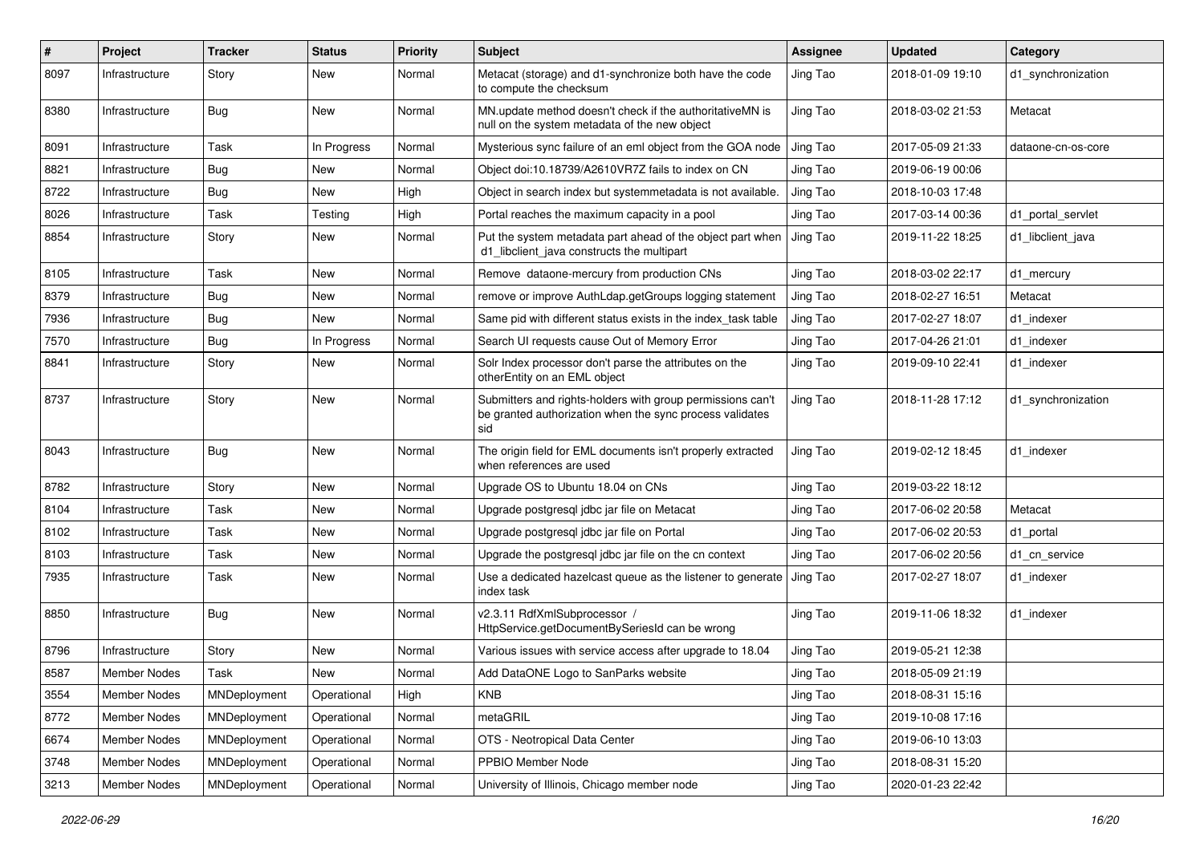| # | Project | Tracker | Status | Priority | Subject | Assignee | Updated | Category |
|---|---|---|---|---|---|---|---|---|
| 8097 | Infrastructure | Story | New | Normal | Metacat (storage) and d1-synchronize both have the code to compute the checksum | Jing Tao | 2018-01-09 19:10 | d1_synchronization |
| 8380 | Infrastructure | Bug | New | Normal | MN.update method doesn't check if the authoritativeMN is null on the system metadata of the new object | Jing Tao | 2018-03-02 21:53 | Metacat |
| 8091 | Infrastructure | Task | In Progress | Normal | Mysterious sync failure of an eml object from the GOA node | Jing Tao | 2017-05-09 21:33 | dataone-cn-os-core |
| 8821 | Infrastructure | Bug | New | Normal | Object doi:10.18739/A2610VR7Z fails to index on CN | Jing Tao | 2019-06-19 00:06 | |
| 8722 | Infrastructure | Bug | New | High | Object in search index but systemmetadata is not available. | Jing Tao | 2018-10-03 17:48 | |
| 8026 | Infrastructure | Task | Testing | High | Portal reaches the maximum capacity in a pool | Jing Tao | 2017-03-14 00:36 | d1_portal_servlet |
| 8854 | Infrastructure | Story | New | Normal | Put the system metadata part ahead of the object part when d1_libclient_java constructs the multipart | Jing Tao | 2019-11-22 18:25 | d1_libclient_java |
| 8105 | Infrastructure | Task | New | Normal | Remove dataone-mercury from production CNs | Jing Tao | 2018-03-02 22:17 | d1_mercury |
| 8379 | Infrastructure | Bug | New | Normal | remove or improve AuthLdap.getGroups logging statement | Jing Tao | 2018-02-27 16:51 | Metacat |
| 7936 | Infrastructure | Bug | New | Normal | Same pid with different status exists in the index_task table | Jing Tao | 2017-02-27 18:07 | d1_indexer |
| 7570 | Infrastructure | Bug | In Progress | Normal | Search UI requests cause Out of Memory Error | Jing Tao | 2017-04-26 21:01 | d1_indexer |
| 8841 | Infrastructure | Story | New | Normal | Solr Index processor don't parse the attributes on the otherEntity on an EML object | Jing Tao | 2019-09-10 22:41 | d1_indexer |
| 8737 | Infrastructure | Story | New | Normal | Submitters and rights-holders with group permissions can't be granted authorization when the sync process validates sid | Jing Tao | 2018-11-28 17:12 | d1_synchronization |
| 8043 | Infrastructure | Bug | New | Normal | The origin field for EML documents isn't properly extracted when references are used | Jing Tao | 2019-02-12 18:45 | d1_indexer |
| 8782 | Infrastructure | Story | New | Normal | Upgrade OS to Ubuntu 18.04 on CNs | Jing Tao | 2019-03-22 18:12 | |
| 8104 | Infrastructure | Task | New | Normal | Upgrade postgresql jdbc jar file on Metacat | Jing Tao | 2017-06-02 20:58 | Metacat |
| 8102 | Infrastructure | Task | New | Normal | Upgrade postgresql jdbc jar file on Portal | Jing Tao | 2017-06-02 20:53 | d1_portal |
| 8103 | Infrastructure | Task | New | Normal | Upgrade the postgresql jdbc jar file on the cn context | Jing Tao | 2017-06-02 20:56 | d1_cn_service |
| 7935 | Infrastructure | Task | New | Normal | Use a dedicated hazelcast queue as the listener to generate index task | Jing Tao | 2017-02-27 18:07 | d1_indexer |
| 8850 | Infrastructure | Bug | New | Normal | v2.3.11 RdfXmlSubprocessor / HttpService.getDocumentBySeriesId can be wrong | Jing Tao | 2019-11-06 18:32 | d1_indexer |
| 8796 | Infrastructure | Story | New | Normal | Various issues with service access after upgrade to 18.04 | Jing Tao | 2019-05-21 12:38 | |
| 8587 | Member Nodes | Task | New | Normal | Add DataONE Logo to SanParks website | Jing Tao | 2018-05-09 21:19 | |
| 3554 | Member Nodes | MNDeployment | Operational | High | KNB | Jing Tao | 2018-08-31 15:16 | |
| 8772 | Member Nodes | MNDeployment | Operational | Normal | metaGRIL | Jing Tao | 2019-10-08 17:16 | |
| 6674 | Member Nodes | MNDeployment | Operational | Normal | OTS - Neotropical Data Center | Jing Tao | 2019-06-10 13:03 | |
| 3748 | Member Nodes | MNDeployment | Operational | Normal | PPBIO Member Node | Jing Tao | 2018-08-31 15:20 | |
| 3213 | Member Nodes | MNDeployment | Operational | Normal | University of Illinois, Chicago member node | Jing Tao | 2020-01-23 22:42 | |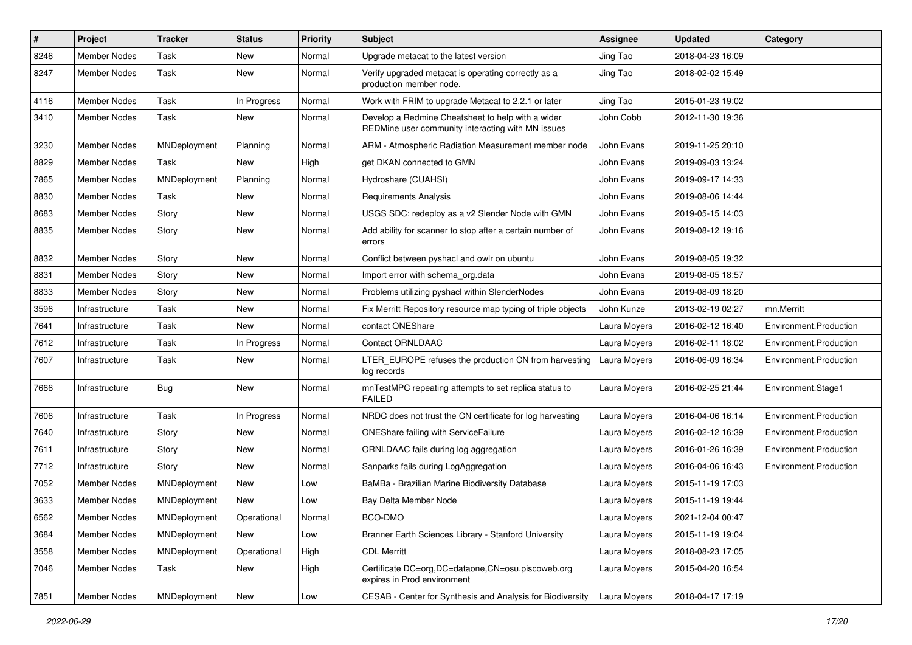| # | Project | Tracker | Status | Priority | Subject | Assignee | Updated | Category |
|---|---|---|---|---|---|---|---|---|
| 8246 | Member Nodes | Task | New | Normal | Upgrade metacat to the latest version | Jing Tao | 2018-04-23 16:09 | |
| 8247 | Member Nodes | Task | New | Normal | Verify upgraded metacat is operating correctly as a production member node. | Jing Tao | 2018-02-02 15:49 | |
| 4116 | Member Nodes | Task | In Progress | Normal | Work with FRIM to upgrade Metacat to 2.2.1 or later | Jing Tao | 2015-01-23 19:02 | |
| 3410 | Member Nodes | Task | New | Normal | Develop a Redmine Cheatsheet to help with a wider REDMine user community interacting with MN issues | John Cobb | 2012-11-30 19:36 | |
| 3230 | Member Nodes | MNDeployment | Planning | Normal | ARM - Atmospheric Radiation Measurement member node | John Evans | 2019-11-25 20:10 | |
| 8829 | Member Nodes | Task | New | High | get DKAN connected to GMN | John Evans | 2019-09-03 13:24 | |
| 7865 | Member Nodes | MNDeployment | Planning | Normal | Hydroshare (CUAHSI) | John Evans | 2019-09-17 14:33 | |
| 8830 | Member Nodes | Task | New | Normal | Requirements Analysis | John Evans | 2019-08-06 14:44 | |
| 8683 | Member Nodes | Story | New | Normal | USGS SDC: redeploy as a v2 Slender Node with GMN | John Evans | 2019-05-15 14:03 | |
| 8835 | Member Nodes | Story | New | Normal | Add ability for scanner to stop after a certain number of errors | John Evans | 2019-08-12 19:16 | |
| 8832 | Member Nodes | Story | New | Normal | Conflict between pyshacl and owlr on ubuntu | John Evans | 2019-08-05 19:32 | |
| 8831 | Member Nodes | Story | New | Normal | Import error with schema_org.data | John Evans | 2019-08-05 18:57 | |
| 8833 | Member Nodes | Story | New | Normal | Problems utilizing pyshacl within SlenderNodes | John Evans | 2019-08-09 18:20 | |
| 3596 | Infrastructure | Task | New | Normal | Fix Merritt Repository resource map typing of triple objects | John Kunze | 2013-02-19 02:27 | mn.Merritt |
| 7641 | Infrastructure | Task | New | Normal | contact ONEShare | Laura Moyers | 2016-02-12 16:40 | Environment.Production |
| 7612 | Infrastructure | Task | In Progress | Normal | Contact ORNLDAAC | Laura Moyers | 2016-02-11 18:02 | Environment.Production |
| 7607 | Infrastructure | Task | New | Normal | LTER_EUROPE refuses the production CN from harvesting log records | Laura Moyers | 2016-06-09 16:34 | Environment.Production |
| 7666 | Infrastructure | Bug | New | Normal | mnTestMPC repeating attempts to set replica status to FAILED | Laura Moyers | 2016-02-25 21:44 | Environment.Stage1 |
| 7606 | Infrastructure | Task | In Progress | Normal | NRDC does not trust the CN certificate for log harvesting | Laura Moyers | 2016-04-06 16:14 | Environment.Production |
| 7640 | Infrastructure | Story | New | Normal | ONEShare failing with ServiceFailure | Laura Moyers | 2016-02-12 16:39 | Environment.Production |
| 7611 | Infrastructure | Story | New | Normal | ORNLDAAC fails during log aggregation | Laura Moyers | 2016-01-26 16:39 | Environment.Production |
| 7712 | Infrastructure | Story | New | Normal | Sanparks fails during LogAggregation | Laura Moyers | 2016-04-06 16:43 | Environment.Production |
| 7052 | Member Nodes | MNDeployment | New | Low | BaMBa - Brazilian Marine Biodiversity Database | Laura Moyers | 2015-11-19 17:03 | |
| 3633 | Member Nodes | MNDeployment | New | Low | Bay Delta Member Node | Laura Moyers | 2015-11-19 19:44 | |
| 6562 | Member Nodes | MNDeployment | Operational | Normal | BCO-DMO | Laura Moyers | 2021-12-04 00:47 | |
| 3684 | Member Nodes | MNDeployment | New | Low | Branner Earth Sciences Library - Stanford University | Laura Moyers | 2015-11-19 19:04 | |
| 3558 | Member Nodes | MNDeployment | Operational | High | CDL Merritt | Laura Moyers | 2018-08-23 17:05 | |
| 7046 | Member Nodes | Task | New | High | Certificate DC=org,DC=dataone,CN=osu.piscoweb.org expires in Prod environment | Laura Moyers | 2015-04-20 16:54 | |
| 7851 | Member Nodes | MNDeployment | New | Low | CESAB - Center for Synthesis and Analysis for Biodiversity | Laura Moyers | 2018-04-17 17:19 | |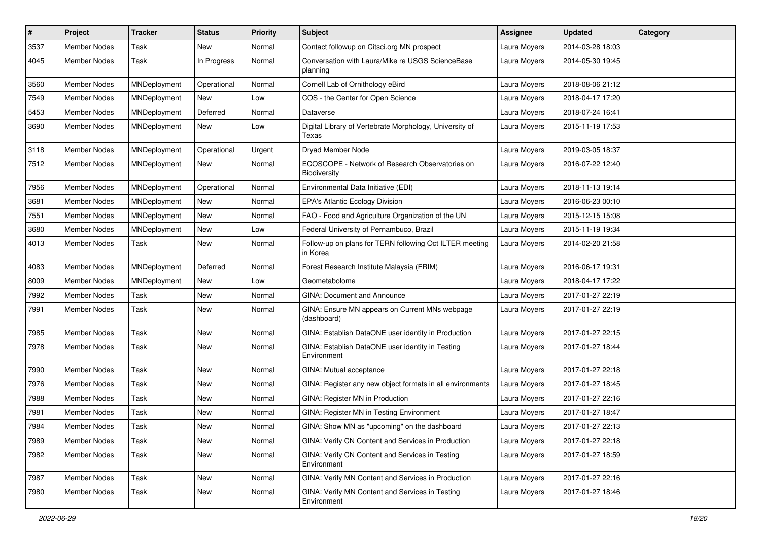| # | Project | Tracker | Status | Priority | Subject | Assignee | Updated | Category |
|---|---|---|---|---|---|---|---|---|
| 3537 | Member Nodes | Task | New | Normal | Contact followup on Citsci.org MN prospect | Laura Moyers | 2014-03-28 18:03 | |
| 4045 | Member Nodes | Task | In Progress | Normal | Conversation with Laura/Mike re USGS ScienceBase planning | Laura Moyers | 2014-05-30 19:45 | |
| 3560 | Member Nodes | MNDeployment | Operational | Normal | Cornell Lab of Ornithology eBird | Laura Moyers | 2018-08-06 21:12 | |
| 7549 | Member Nodes | MNDeployment | New | Low | COS - the Center for Open Science | Laura Moyers | 2018-04-17 17:20 | |
| 5453 | Member Nodes | MNDeployment | Deferred | Normal | Dataverse | Laura Moyers | 2018-07-24 16:41 | |
| 3690 | Member Nodes | MNDeployment | New | Low | Digital Library of Vertebrate Morphology, University of Texas | Laura Moyers | 2015-11-19 17:53 | |
| 3118 | Member Nodes | MNDeployment | Operational | Urgent | Dryad Member Node | Laura Moyers | 2019-03-05 18:37 | |
| 7512 | Member Nodes | MNDeployment | New | Normal | ECOSCOPE - Network of Research Observatories on Biodiversity | Laura Moyers | 2016-07-22 12:40 | |
| 7956 | Member Nodes | MNDeployment | Operational | Normal | Environmental Data Initiative (EDI) | Laura Moyers | 2018-11-13 19:14 | |
| 3681 | Member Nodes | MNDeployment | New | Normal | EPA's Atlantic Ecology Division | Laura Moyers | 2016-06-23 00:10 | |
| 7551 | Member Nodes | MNDeployment | New | Normal | FAO - Food and Agriculture Organization of the UN | Laura Moyers | 2015-12-15 15:08 | |
| 3680 | Member Nodes | MNDeployment | New | Low | Federal University of Pernambuco, Brazil | Laura Moyers | 2015-11-19 19:34 | |
| 4013 | Member Nodes | Task | New | Normal | Follow-up on plans for TERN following Oct ILTER meeting in Korea | Laura Moyers | 2014-02-20 21:58 | |
| 4083 | Member Nodes | MNDeployment | Deferred | Normal | Forest Research Institute Malaysia (FRIM) | Laura Moyers | 2016-06-17 19:31 | |
| 8009 | Member Nodes | MNDeployment | New | Low | Geometabolome | Laura Moyers | 2018-04-17 17:22 | |
| 7992 | Member Nodes | Task | New | Normal | GINA: Document and Announce | Laura Moyers | 2017-01-27 22:19 | |
| 7991 | Member Nodes | Task | New | Normal | GINA: Ensure MN appears on Current MNs webpage (dashboard) | Laura Moyers | 2017-01-27 22:19 | |
| 7985 | Member Nodes | Task | New | Normal | GINA: Establish DataONE user identity in Production | Laura Moyers | 2017-01-27 22:15 | |
| 7978 | Member Nodes | Task | New | Normal | GINA: Establish DataONE user identity in Testing Environment | Laura Moyers | 2017-01-27 18:44 | |
| 7990 | Member Nodes | Task | New | Normal | GINA: Mutual acceptance | Laura Moyers | 2017-01-27 22:18 | |
| 7976 | Member Nodes | Task | New | Normal | GINA: Register any new object formats in all environments | Laura Moyers | 2017-01-27 18:45 | |
| 7988 | Member Nodes | Task | New | Normal | GINA: Register MN in Production | Laura Moyers | 2017-01-27 22:16 | |
| 7981 | Member Nodes | Task | New | Normal | GINA: Register MN in Testing Environment | Laura Moyers | 2017-01-27 18:47 | |
| 7984 | Member Nodes | Task | New | Normal | GINA: Show MN as "upcoming" on the dashboard | Laura Moyers | 2017-01-27 22:13 | |
| 7989 | Member Nodes | Task | New | Normal | GINA: Verify CN Content and Services in Production | Laura Moyers | 2017-01-27 22:18 | |
| 7982 | Member Nodes | Task | New | Normal | GINA: Verify CN Content and Services in Testing Environment | Laura Moyers | 2017-01-27 18:59 | |
| 7987 | Member Nodes | Task | New | Normal | GINA: Verify MN Content and Services in Production | Laura Moyers | 2017-01-27 22:16 | |
| 7980 | Member Nodes | Task | New | Normal | GINA: Verify MN Content and Services in Testing Environment | Laura Moyers | 2017-01-27 18:46 | |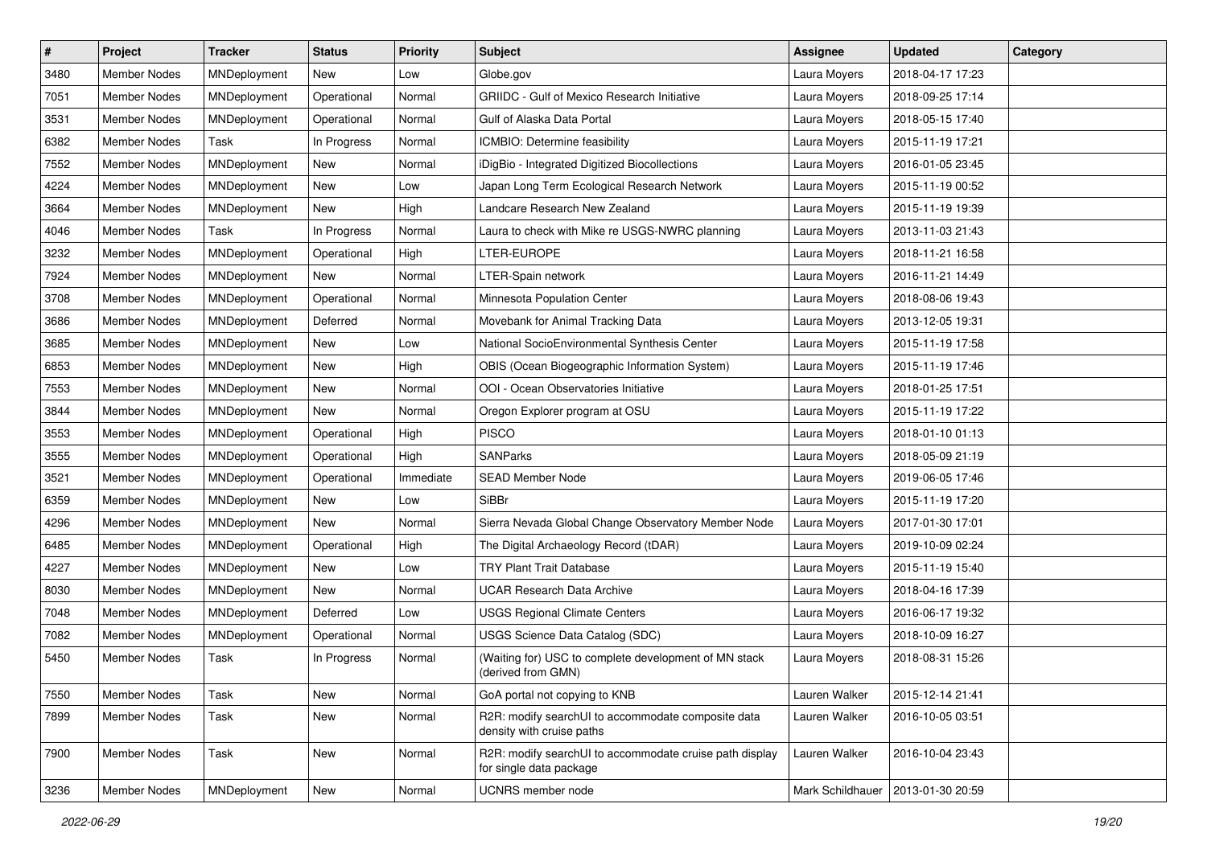| # | Project | Tracker | Status | Priority | Subject | Assignee | Updated | Category |
|---|---|---|---|---|---|---|---|---|
| 3480 | Member Nodes | MNDeployment | New | Low | Globe.gov | Laura Moyers | 2018-04-17 17:23 | |
| 7051 | Member Nodes | MNDeployment | Operational | Normal | GRIIDC - Gulf of Mexico Research Initiative | Laura Moyers | 2018-09-25 17:14 | |
| 3531 | Member Nodes | MNDeployment | Operational | Normal | Gulf of Alaska Data Portal | Laura Moyers | 2018-05-15 17:40 | |
| 6382 | Member Nodes | Task | In Progress | Normal | ICMBIO: Determine feasibility | Laura Moyers | 2015-11-19 17:21 | |
| 7552 | Member Nodes | MNDeployment | New | Normal | iDigBio - Integrated Digitized Biocollections | Laura Moyers | 2016-01-05 23:45 | |
| 4224 | Member Nodes | MNDeployment | New | Low | Japan Long Term Ecological Research Network | Laura Moyers | 2015-11-19 00:52 | |
| 3664 | Member Nodes | MNDeployment | New | High | Landcare Research New Zealand | Laura Moyers | 2015-11-19 19:39 | |
| 4046 | Member Nodes | Task | In Progress | Normal | Laura to check with Mike re USGS-NWRC planning | Laura Moyers | 2013-11-03 21:43 | |
| 3232 | Member Nodes | MNDeployment | Operational | High | LTER-EUROPE | Laura Moyers | 2018-11-21 16:58 | |
| 7924 | Member Nodes | MNDeployment | New | Normal | LTER-Spain network | Laura Moyers | 2016-11-21 14:49 | |
| 3708 | Member Nodes | MNDeployment | Operational | Normal | Minnesota Population Center | Laura Moyers | 2018-08-06 19:43 | |
| 3686 | Member Nodes | MNDeployment | Deferred | Normal | Movebank for Animal Tracking Data | Laura Moyers | 2013-12-05 19:31 | |
| 3685 | Member Nodes | MNDeployment | New | Low | National SocioEnvironmental Synthesis Center | Laura Moyers | 2015-11-19 17:58 | |
| 6853 | Member Nodes | MNDeployment | New | High | OBIS (Ocean Biogeographic Information System) | Laura Moyers | 2015-11-19 17:46 | |
| 7553 | Member Nodes | MNDeployment | New | Normal | OOI - Ocean Observatories Initiative | Laura Moyers | 2018-01-25 17:51 | |
| 3844 | Member Nodes | MNDeployment | New | Normal | Oregon Explorer program at OSU | Laura Moyers | 2015-11-19 17:22 | |
| 3553 | Member Nodes | MNDeployment | Operational | High | PISCO | Laura Moyers | 2018-01-10 01:13 | |
| 3555 | Member Nodes | MNDeployment | Operational | High | SANParks | Laura Moyers | 2018-05-09 21:19 | |
| 3521 | Member Nodes | MNDeployment | Operational | Immediate | SEAD Member Node | Laura Moyers | 2019-06-05 17:46 | |
| 6359 | Member Nodes | MNDeployment | New | Low | SiBBr | Laura Moyers | 2015-11-19 17:20 | |
| 4296 | Member Nodes | MNDeployment | New | Normal | Sierra Nevada Global Change Observatory Member Node | Laura Moyers | 2017-01-30 17:01 | |
| 6485 | Member Nodes | MNDeployment | Operational | High | The Digital Archaeology Record (tDAR) | Laura Moyers | 2019-10-09 02:24 | |
| 4227 | Member Nodes | MNDeployment | New | Low | TRY Plant Trait Database | Laura Moyers | 2015-11-19 15:40 | |
| 8030 | Member Nodes | MNDeployment | New | Normal | UCAR Research Data Archive | Laura Moyers | 2018-04-16 17:39 | |
| 7048 | Member Nodes | MNDeployment | Deferred | Low | USGS Regional Climate Centers | Laura Moyers | 2016-06-17 19:32 | |
| 7082 | Member Nodes | MNDeployment | Operational | Normal | USGS Science Data Catalog (SDC) | Laura Moyers | 2018-10-09 16:27 | |
| 5450 | Member Nodes | Task | In Progress | Normal | (Waiting for) USC to complete development of MN stack (derived from GMN) | Laura Moyers | 2018-08-31 15:26 | |
| 7550 | Member Nodes | Task | New | Normal | GoA portal not copying to KNB | Lauren Walker | 2015-12-14 21:41 | |
| 7899 | Member Nodes | Task | New | Normal | R2R: modify searchUI to accommodate composite data density with cruise paths | Lauren Walker | 2016-10-05 03:51 | |
| 7900 | Member Nodes | Task | New | Normal | R2R: modify searchUI to accommodate cruise path display for single data package | Lauren Walker | 2016-10-04 23:43 | |
| 3236 | Member Nodes | MNDeployment | New | Normal | UCNRS member node | Mark Schildhauer | 2013-01-30 20:59 | |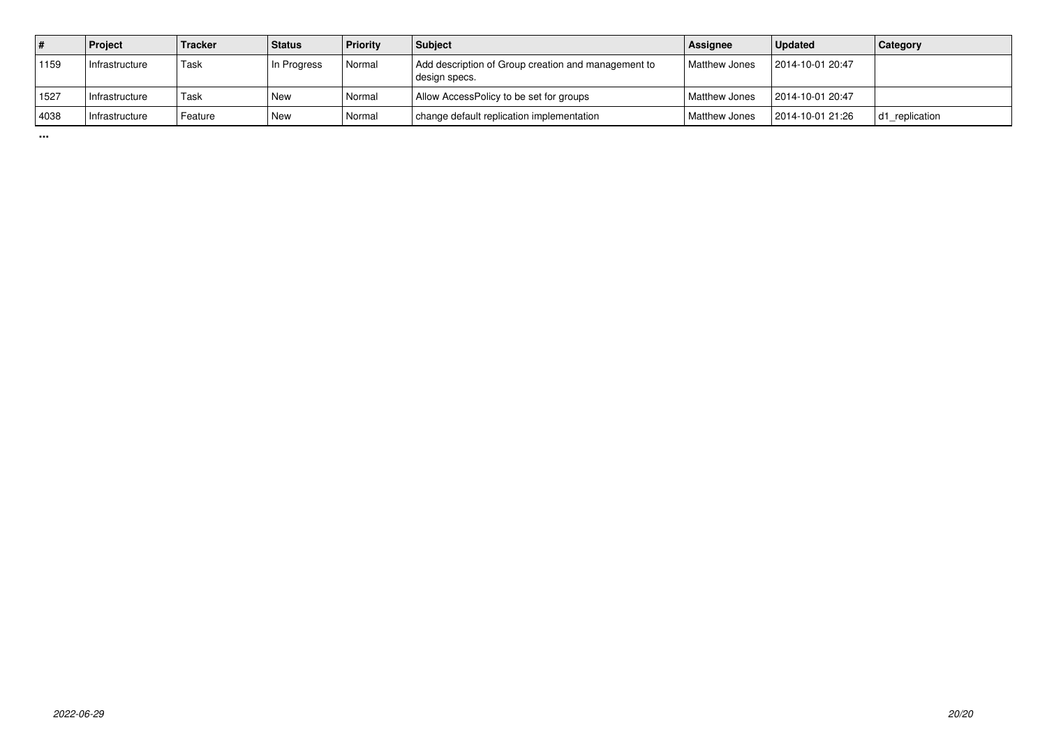| # | Project | Tracker | Status | Priority | Subject | Assignee | Updated | Category |
|---|---|---|---|---|---|---|---|---|
| 1159 | Infrastructure | Task | In Progress | Normal | Add description of Group creation and management to design specs. | Matthew Jones | 2014-10-01 20:47 | |
| 1527 | Infrastructure | Task | New | Normal | Allow AccessPolicy to be set for groups | Matthew Jones | 2014-10-01 20:47 | |
| 4038 | Infrastructure | Feature | New | Normal | change default replication implementation | Matthew Jones | 2014-10-01 21:26 | d1_replication |

...